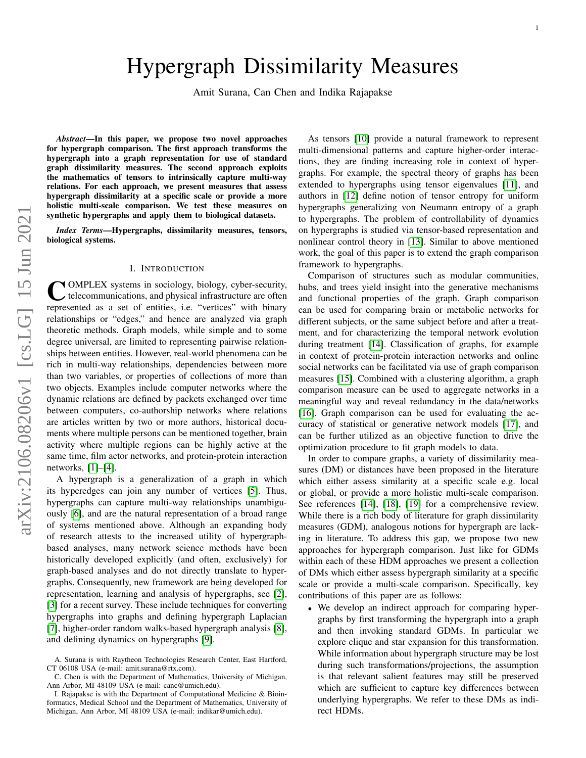# Hypergraph Dissimilarity Measures

Amit Surana, Can Chen and Indika Rajapakse

***Abstract*—In this paper, we propose two novel approaches for hypergraph comparison. The first approach transforms the hypergraph into a graph representation for use of standard graph dissimilarity measures. The second approach exploits the mathematics of tensors to intrinsically capture multi-way relations. For each approach, we present measures that assess hypergraph dissimilarity at a specific scale or provide a more holistic multi-scale comparison. We test these measures on synthetic hypergraphs and apply them to biological datasets.**

***Index Terms*—Hypergraphs, dissimilarity measures, tensors, biological systems.**

## I. Introduction

COMPLEX systems in sociology, biology, cyber-security, telecommunications, and physical infrastructure are often represented as a set of entities, i.e. "vertices" with binary relationships or "edges," and hence are analyzed via graph theoretic methods. Graph models, while simple and to some degree universal, are limited to representing pairwise relationships between entities. However, real-world phenomena can be rich in multi-way relationships, dependencies between more than two variables, or properties of collections of more than two objects. Examples include computer networks where the dynamic relations are defined by packets exchanged over time between computers, co-authorship networks where relations are articles written by two or more authors, historical documents where multiple persons can be mentioned together, brain activity where multiple regions can be highly active at the same time, film actor networks, and protein-protein interaction networks, [1]–[4].

A hypergraph is a generalization of a graph in which its hyperedges can join any number of vertices [5]. Thus, hypergraphs can capture multi-way relationships unambiguously [6], and are the natural representation of a broad range of systems mentioned above. Although an expanding body of research attests to the increased utility of hypergraph-based analyses, many network science methods have been historically developed explicitly (and often, exclusively) for graph-based analyses and do not directly translate to hypergraphs. Consequently, new framework are being developed for representation, learning and analysis of hypergraphs, see [2], [3] for a recent survey. These include techniques for converting hypergraphs into graphs and defining hypergraph Laplacian [7], higher-order random walks-based hypergraph analysis [8], and defining dynamics on hypergraphs [9].

As tensors [10] provide a natural framework to represent multi-dimensional patterns and capture higher-order interactions, they are finding increasing role in context of hypergraphs. For example, the spectral theory of graphs has been extended to hypergraphs using tensor eigenvalues [11], and authors in [12] define notion of tensor entropy for uniform hypergraphs generalizing von Neumann entropy of a graph to hypergraphs. The problem of controllability of dynamics on hypergraphs is studied via tensor-based representation and nonlinear control theory in [13]. Similar to above mentioned work, the goal of this paper is to extend the graph comparison framework to hypergraphs.

Comparison of structures such as modular communities, hubs, and trees yield insight into the generative mechanisms and functional properties of the graph. Graph comparison can be used for comparing brain or metabolic networks for different subjects, or the same subject before and after a treatment, and for characterizing the temporal network evolution during treatment [14]. Classification of graphs, for example in context of protein-protein interaction networks and online social networks can be facilitated via use of graph comparison measures [15]. Combined with a clustering algorithm, a graph comparison measure can be used to aggregate networks in a meaningful way and reveal redundancy in the data/networks [16]. Graph comparison can be used for evaluating the accuracy of statistical or generative network models [17], and can be further utilized as an objective function to drive the optimization procedure to fit graph models to data.

In order to compare graphs, a variety of dissimilarity measures (DM) or distances have been proposed in the literature which either assess similarity at a specific scale e.g. local or global, or provide a more holistic multi-scale comparison. See references [14], [18], [19] for a comprehensive review. While there is a rich body of literature for graph dissimilarity measures (GDM), analogous notions for hypergraph are lacking in literature. To address this gap, we propose two new approaches for hypergraph comparison. Just like for GDMs within each of these HDM approaches we present a collection of DMs which either assess hypergraph similarity at a specific scale or provide a multi-scale comparison. Specifically, key contributions of this paper are as follows:

- We develop an indirect approach for comparing hypergraphs by first transforming the hypergraph into a graph and then invoking standard GDMs. In particular we explore clique and star expansion for this transformation. While information about hypergraph structure may be lost during such transformations/projections, the assumption is that relevant salient features may still be preserved which are sufficient to capture key differences between underlying hypergraphs. We refer to these DMs as indirect HDMs.

A. Surana is with Raytheon Technologies Research Center, East Hartford, CT 06108 USA (e-mail: amit.surana@rtx.com).

C. Chen is with the Department of Mathematics, University of Michigan, Ann Arbor, MI 48109 USA (e-mail: canc@umich.edu).

I. Rajapakse is with the Department of Computational Medicine & Bioinformatics, Medical School and the Department of Mathematics, University of Michigan, Ann Arbor, MI 48109 USA (e-mail: indikar@umich.edu).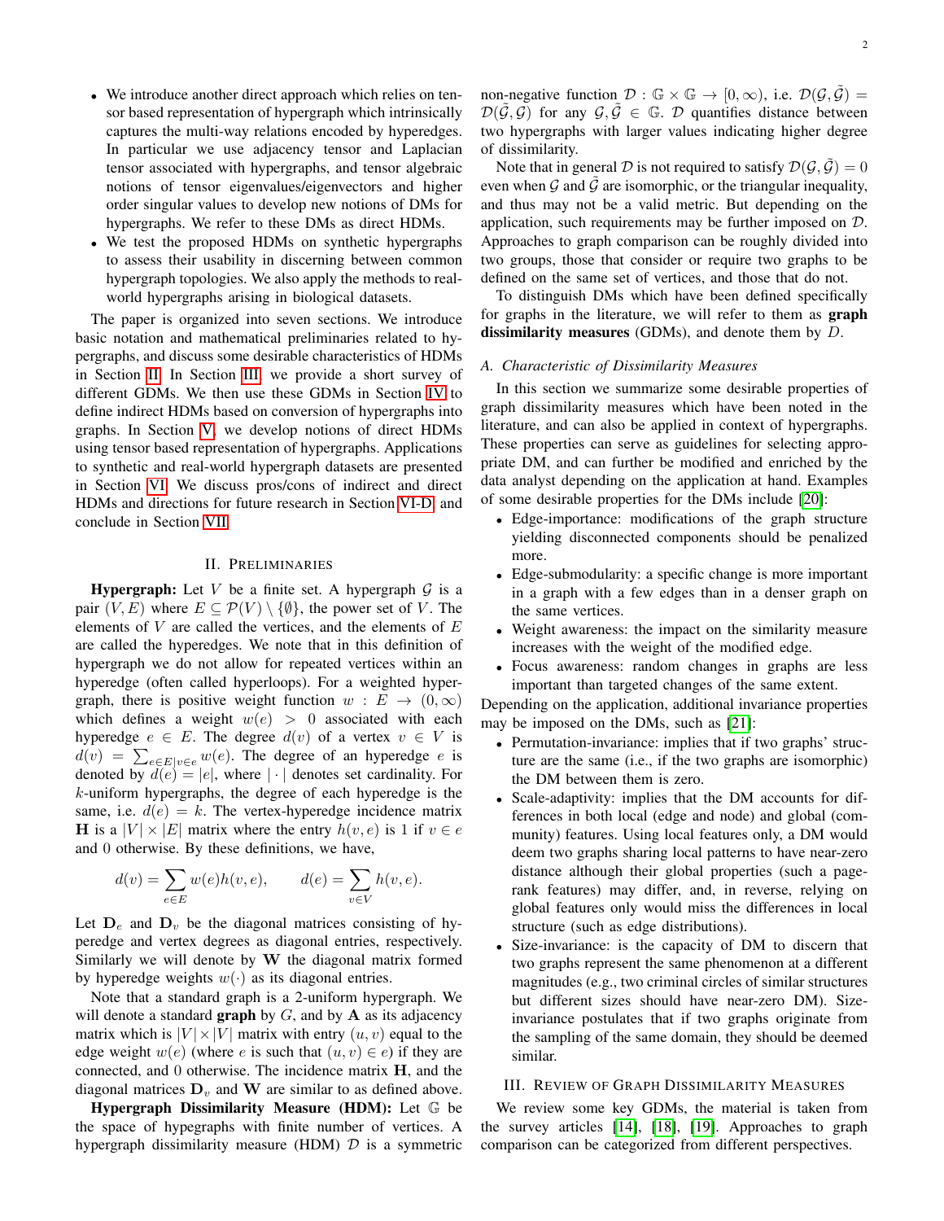- We introduce another direct approach which relies on tensor based representation of hypergraph which intrinsically captures the multi-way relations encoded by hyperedges. In particular we use adjacency tensor and Laplacian tensor associated with hypergraphs, and tensor algebraic notions of tensor eigenvalues/eigenvectors and higher order singular values to develop new notions of DMs for hypergraphs. We refer to these DMs as direct HDMs.
- We test the proposed HDMs on synthetic hypergraphs to assess their usability in discerning between common hypergraph topologies. We also apply the methods to real-world hypergraphs arising in biological datasets.

The paper is organized into seven sections. We introduce basic notation and mathematical preliminaries related to hypergraphs, and discuss some desirable characteristics of HDMs in Section II. In Section III, we provide a short survey of different GDMs. We then use these GDMs in Section IV to define indirect HDMs based on conversion of hypergraphs into graphs. In Section V, we develop notions of direct HDMs using tensor based representation of hypergraphs. Applications to synthetic and real-world hypergraph datasets are presented in Section VI. We discuss pros/cons of indirect and direct HDMs and directions for future research in Section VI-D, and conclude in Section VII.

## II. Preliminaries

**Hypergraph:** Let $V$ be a finite set. A hypergraph $\mathcal{G}$ is a pair $(V, E)$ where $E \subseteq \mathcal{P}(V) \setminus \{\emptyset\}$, the power set of $V$. The elements of $V$ are called the vertices, and the elements of $E$ are called the hyperedges. We note that in this definition of hypergraph we do not allow for repeated vertices within an hyperedge (often called hyperloops). For a weighted hypergraph, there is positive weight function $w : E \to (0, \infty)$ which defines a weight $w(e) > 0$ associated with each hyperedge $e \in E$. The degree $d(v)$ of a vertex $v \in V$ is $d(v) = \sum_{e \in E | v \in e} w(e)$. The degree of an hyperedge $e$ is denoted by $d(e) = |e|$, where $|\cdot|$ denotes set cardinality. For $k$-uniform hypergraphs, the degree of each hyperedge is the same, i.e. $d(e) = k$. The vertex-hyperedge incidence matrix $\mathbf{H}$ is a $|V| \times |E|$ matrix where the entry $h(v, e)$ is 1 if $v \in e$ and 0 otherwise. By these definitions, we have,

$$d(v) = \sum_{e \in E} w(e) h(v, e), \qquad d(e) = \sum_{v \in V} h(v, e).$$

Let $\mathbf{D}_e$ and $\mathbf{D}_v$ be the diagonal matrices consisting of hyperedge and vertex degrees as diagonal entries, respectively. Similarly we will denote by $\mathbf{W}$ the diagonal matrix formed by hyperedge weights $w(\cdot)$ as its diagonal entries.

Note that a standard graph is a 2-uniform hypergraph. We will denote a standard **graph** by $G$, and by $\mathbf{A}$ as its adjacency matrix which is $|V| \times |V|$ matrix with entry $(u, v)$ equal to the edge weight $w(e)$ (where $e$ is such that $(u, v) \in e$) if they are connected, and 0 otherwise. The incidence matrix $\mathbf{H}$, and the diagonal matrices $\mathbf{D}_v$ and $\mathbf{W}$ are similar to as defined above.

**Hypergraph Dissimilarity Measure (HDM):** Let $\mathbb{G}$ be the space of hypegraphs with finite number of vertices. A hypergraph dissimilarity measure (HDM) $\mathcal{D}$ is a symmetric non-negative function $\mathcal{D} : \mathbb{G} \times \mathbb{G} \to [0, \infty)$, i.e. $\mathcal{D}(\mathcal{G}, \tilde{\mathcal{G}}) = \mathcal{D}(\tilde{\mathcal{G}}, \mathcal{G})$ for any $\mathcal{G}, \tilde{\mathcal{G}} \in \mathbb{G}$. $\mathcal{D}$ quantifies distance between two hypergraphs with larger values indicating higher degree of dissimilarity.

Note that in general $\mathcal{D}$ is not required to satisfy $\mathcal{D}(\mathcal{G}, \tilde{\mathcal{G}}) = 0$ even when $\mathcal{G}$ and $\tilde{\mathcal{G}}$ are isomorphic, or the triangular inequality, and thus may not be a valid metric. But depending on the application, such requirements may be further imposed on $\mathcal{D}$. Approaches to graph comparison can be roughly divided into two groups, those that consider or require two graphs to be defined on the same set of vertices, and those that do not.

To distinguish DMs which have been defined specifically for graphs in the literature, we will refer to them as **graph dissimilarity measures** (GDMs), and denote them by $D$.

### A. Characteristic of Dissimilarity Measures

In this section we summarize some desirable properties of graph dissimilarity measures which have been noted in the literature, and can also be applied in context of hypergraphs. These properties can serve as guidelines for selecting appropriate DM, and can further be modified and enriched by the data analyst depending on the application at hand. Examples of some desirable properties for the DMs include [20]:

- Edge-importance: modifications of the graph structure yielding disconnected components should be penalized more.
- Edge-submodularity: a specific change is more important in a graph with a few edges than in a denser graph on the same vertices.
- Weight awareness: the impact on the similarity measure increases with the weight of the modified edge.
- Focus awareness: random changes in graphs are less important than targeted changes of the same extent.

Depending on the application, additional invariance properties may be imposed on the DMs, such as [21]:

- Permutation-invariance: implies that if two graphs' structure are the same (i.e., if the two graphs are isomorphic) the DM between them is zero.
- Scale-adaptivity: implies that the DM accounts for differences in both local (edge and node) and global (community) features. Using local features only, a DM would deem two graphs sharing local patterns to have near-zero distance although their global properties (such a page-rank features) may differ, and, in reverse, relying on global features only would miss the differences in local structure (such as edge distributions).
- Size-invariance: is the capacity of DM to discern that two graphs represent the same phenomenon at a different magnitudes (e.g., two criminal circles of similar structures but different sizes should have near-zero DM). Size-invariance postulates that if two graphs originate from the sampling of the same domain, they should be deemed similar.

## III. Review of Graph Dissimilarity Measures

We review some key GDMs, the material is taken from the survey articles [14], [18], [19]. Approaches to graph comparison can be categorized from different perspectives.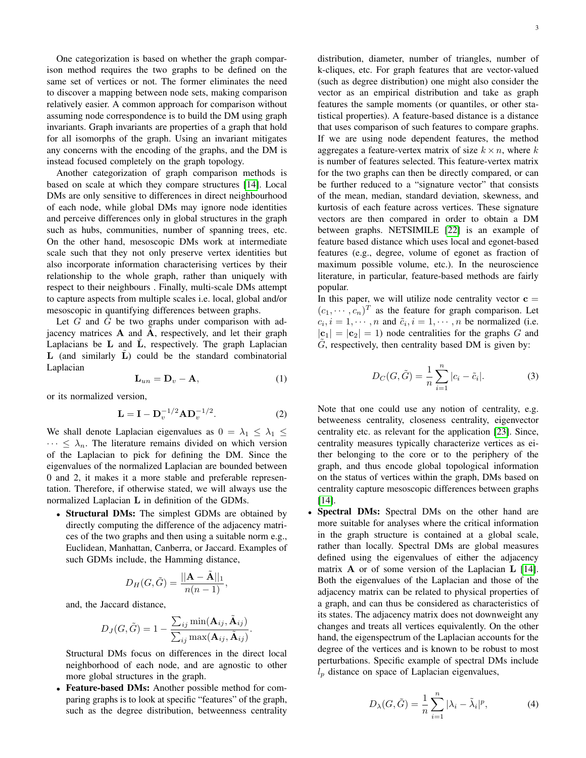One categorization is based on whether the graph comparison method requires the two graphs to be defined on the same set of vertices or not. The former eliminates the need to discover a mapping between node sets, making comparison relatively easier. A common approach for comparison without assuming node correspondence is to build the DM using graph invariants. Graph invariants are properties of a graph that hold for all isomorphs of the graph. Using an invariant mitigates any concerns with the encoding of the graphs, and the DM is instead focused completely on the graph topology.

Another categorization of graph comparison methods is based on scale at which they compare structures [14]. Local DMs are only sensitive to differences in direct neighbourhood of each node, while global DMs may ignore node identities and perceive differences only in global structures in the graph such as hubs, communities, number of spanning trees, etc. On the other hand, mesoscopic DMs work at intermediate scale such that they not only preserve vertex identities but also incorporate information characterising vertices by their relationship to the whole graph, rather than uniquely with respect to their neighbours . Finally, multi-scale DMs attempt to capture aspects from multiple scales i.e. local, global and/or mesoscopic in quantifying differences between graphs.

Let $G$ and $\tilde{G}$ be two graphs under comparison with adjacency matrices $\mathbf{A}$ and $\tilde{\mathbf{A}}$, respectively, and let their graph Laplacians be $\mathbf{L}$ and $\tilde{\mathbf{L}}$, respectively. The graph Laplacian $\mathbf{L}$ (and similarly $\tilde{\mathbf{L}}$) could be the standard combinatorial Laplacian

$$\mathbf{L}_{un} = \mathbf{D}_v - \mathbf{A}, \tag{1}$$

or its normalized version,

$$\mathbf{L} = \mathbf{I} - \mathbf{D}_v^{-1/2}\mathbf{A}\mathbf{D}_v^{-1/2}. \tag{2}$$

We shall denote Laplacian eigenvalues as $0 = \lambda_1 \leq \lambda_1 \leq \cdots \leq \lambda_n$. The literature remains divided on which version of the Laplacian to pick for defining the DM. Since the eigenvalues of the normalized Laplacian are bounded between 0 and 2, it makes it a more stable and preferable representation. Therefore, if otherwise stated, we will always use the normalized Laplacian $\mathbf{L}$ in definition of the GDMs.

- **Structural DMs:** The simplest GDMs are obtained by directly computing the difference of the adjacency matrices of the two graphs and then using a suitable norm e.g., Euclidean, Manhattan, Canberra, or Jaccard. Examples of such GDMs include, the Hamming distance,

$$D_H(G, \tilde{G}) = \frac{||\mathbf{A} - \tilde{\mathbf{A}}||_1}{n(n-1)},$$

  and, the Jaccard distance,

$$D_J(G, \tilde{G}) = 1 - \frac{\sum_{ij} \min(\mathbf{A}_{ij}, \tilde{\mathbf{A}}_{ij})}{\sum_{ij} \max(\mathbf{A}_{ij}, \tilde{\mathbf{A}}_{ij})}.$$

  Structural DMs focus on differences in the direct local neighborhood of each node, and are agnostic to other more global structures in the graph.

- **Feature-based DMs:** Another possible method for comparing graphs is to look at specific "features" of the graph, such as the degree distribution, betweenness centrality distribution, diameter, number of triangles, number of k-cliques, etc. For graph features that are vector-valued (such as degree distribution) one might also consider the vector as an empirical distribution and take as graph features the sample moments (or quantiles, or other statistical properties). A feature-based distance is a distance that uses comparison of such features to compare graphs. If we are using node dependent features, the method aggregates a feature-vertex matrix of size $k \times n$, where $k$ is number of features selected. This feature-vertex matrix for the two graphs can then be directly compared, or can be further reduced to a "signature vector" that consists of the mean, median, standard deviation, skewness, and kurtosis of each feature across vertices. These signature vectors are then compared in order to obtain a DM between graphs. NETSIMILE [22] is an example of feature based distance which uses local and egonet-based features (e.g., degree, volume of egonet as fraction of maximum possible volume, etc.). In the neuroscience literature, in particular, feature-based methods are fairly popular.

  In this paper, we will utilize node centrality vector $\mathbf{c} = (c_1, \cdots, c_n)^T$ as the feature for graph comparison. Let $c_i, i = 1, \cdots, n$ and $\tilde{c}_i, i = 1, \cdots, n$ be normalized (i.e. $|\mathbf{c}_1| = |\mathbf{c}_2| = 1$) node centralities for the graphs $G$ and $\tilde{G}$, respectively, then centrality based DM is given by:

$$D_C(G, \tilde{G}) = \frac{1}{n}\sum_{i=1}^{n} |c_i - \tilde{c}_i|. \tag{3}$$

  Note that one could use any notion of centrality, e.g. betweeness centrality, closeness centrality, eigenvector centrality etc. as relevant for the application [23]. Since, centrality measures typically characterize vertices as either belonging to the core or to the periphery of the graph, and thus encode global topological information on the status of vertices within the graph, DMs based on centrality capture mesoscopic differences between graphs [14].

- **Spectral DMs:** Spectral DMs on the other hand are more suitable for analyses where the critical information in the graph structure is contained at a global scale, rather than locally. Spectral DMs are global measures defined using the eigenvalues of either the adjacency matrix $\mathbf{A}$ or of some version of the Laplacian $\mathbf{L}$ [14]. Both the eigenvalues of the Laplacian and those of the adjacency matrix can be related to physical properties of a graph, and can thus be considered as characteristics of its states. The adjacency matrix does not downweight any changes and treats all vertices equivalently. On the other hand, the eigenspectrum of the Laplacian accounts for the degree of the vertices and is known to be robust to most perturbations. Specific example of spectral DMs include $l_p$ distance on space of Laplacian eigenvalues,

$$D_\lambda(G, \tilde{G}) = \frac{1}{n}\sum_{i=1}^{n} |\lambda_i - \tilde{\lambda}_i|^p, \tag{4}$$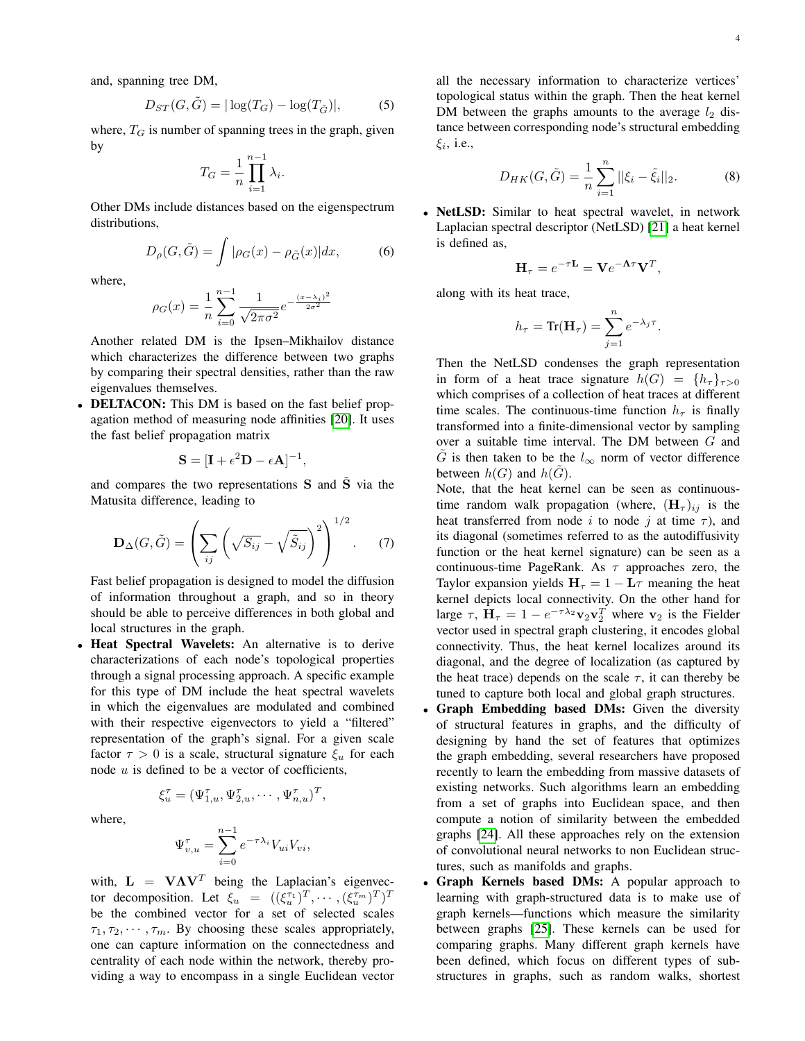and, spanning tree DM,

$$D_{ST}(G, \tilde{G}) = |\log(T_G) - \log(T_{\tilde{G}})|, \qquad (5)$$

where, $T_G$ is number of spanning trees in the graph, given by

$$T_G = \frac{1}{n} \prod_{i=1}^{n-1} \lambda_i.$$

Other DMs include distances based on the eigenspectrum distributions,

$$D_\rho(G, \tilde{G}) = \int |\rho_G(x) - \rho_{\tilde{G}}(x)| dx, \qquad (6)$$

where,

$$\rho_G(x) = \frac{1}{n} \sum_{i=0}^{n-1} \frac{1}{\sqrt{2\pi\sigma^2}} e^{-\frac{(x-\lambda_i)^2}{2\sigma^2}}$$

Another related DM is the Ipsen–Mikhailov distance which characterizes the difference between two graphs by comparing their spectral densities, rather than the raw eigenvalues themselves.

- **DELTACON:** This DM is based on the fast belief propagation method of measuring node affinities [20]. It uses the fast belief propagation matrix

$$\mathbf{S} = [\mathbf{I} + \epsilon^2 \mathbf{D} - \epsilon \mathbf{A}]^{-1},$$

and compares the two representations $\mathbf{S}$ and $\tilde{\mathbf{S}}$ via the Matusita difference, leading to

$$\mathbf{D}_\Delta(G, \tilde{G}) = \left( \sum_{ij} \left( \sqrt{S_{ij}} - \sqrt{\tilde{S}_{ij}} \right)^2 \right)^{1/2}. \qquad (7)$$

Fast belief propagation is designed to model the diffusion of information throughout a graph, and so in theory should be able to perceive differences in both global and local structures in the graph.

- **Heat Spectral Wavelets:** An alternative is to derive characterizations of each node's topological properties through a signal processing approach. A specific example for this type of DM include the heat spectral wavelets in which the eigenvalues are modulated and combined with their respective eigenvectors to yield a "filtered" representation of the graph's signal. For a given scale factor $\tau > 0$ is a scale, structural signature $\xi_u$ for each node $u$ is defined to be a vector of coefficients,

$$\xi_u^\tau = (\Psi_{1,u}^\tau, \Psi_{2,u}^\tau, \cdots, \Psi_{n,u}^\tau)^T,$$

where,

$$\Psi_{v,u}^\tau = \sum_{i=0}^{n-1} e^{-\tau\lambda_i} V_{ui} V_{vi},$$

with, $\mathbf{L} = \mathbf{V}\mathbf{\Lambda}\mathbf{V}^T$ being the Laplacian's eigenvector decomposition. Let $\xi_u = ((\xi_u^{\tau_1})^T, \cdots, (\xi_u^{\tau_m})^T)^T$ be the combined vector for a set of selected scales $\tau_1, \tau_2, \cdots, \tau_m$. By choosing these scales appropriately, one can capture information on the connectedness and centrality of each node within the network, thereby providing a way to encompass in a single Euclidean vector all the necessary information to characterize vertices' topological status within the graph. Then the heat kernel DM between the graphs amounts to the average $l_2$ distance between corresponding node's structural embedding $\xi_i$, i.e.,

$$D_{HK}(G, \tilde{G}) = \frac{1}{n} \sum_{i=1}^{n} ||\xi_i - \tilde{\xi}_i||_2. \qquad (8)$$

- **NetLSD:** Similar to heat spectral wavelet, in network Laplacian spectral descriptor (NetLSD) [21] a heat kernel is defined as,

$$\mathbf{H}_\tau = e^{-\tau \mathbf{L}} = \mathbf{V} e^{-\mathbf{\Lambda}\tau} \mathbf{V}^T,$$

along with its heat trace,

$$h_\tau = \text{Tr}(\mathbf{H}_\tau) = \sum_{j=1}^{n} e^{-\lambda_j \tau}.$$

Then the NetLSD condenses the graph representation in form of a heat trace signature $h(G) = \{h_\tau\}_{\tau>0}$ which comprises of a collection of heat traces at different time scales. The continuous-time function $h_\tau$ is finally transformed into a finite-dimensional vector by sampling over a suitable time interval. The DM between $G$ and $\tilde{G}$ is then taken to be the $l_\infty$ norm of vector difference between $h(G)$ and $h(\tilde{G})$.

Note, that the heat kernel can be seen as continuous-time random walk propagation (where, $(\mathbf{H}_\tau)_{ij}$ is the heat transferred from node $i$ to node $j$ at time $\tau$), and its diagonal (sometimes referred to as the autodiffusivity function or the heat kernel signature) can be seen as a continuous-time PageRank. As $\tau$ approaches zero, the Taylor expansion yields $\mathbf{H}_\tau = 1 - \mathbf{L}\tau$ meaning the heat kernel depicts local connectivity. On the other hand for large $\tau$, $\mathbf{H}_\tau = 1 - e^{-\tau\lambda_2}\mathbf{v}_2\mathbf{v}_2^T$ where $\mathbf{v}_2$ is the Fielder vector used in spectral graph clustering, it encodes global connectivity. Thus, the heat kernel localizes around its diagonal, and the degree of localization (as captured by the heat trace) depends on the scale $\tau$, it can thereby be tuned to capture both local and global graph structures.

- **Graph Embedding based DMs:** Given the diversity of structural features in graphs, and the difficulty of designing by hand the set of features that optimizes the graph embedding, several researchers have proposed recently to learn the embedding from massive datasets of existing networks. Such algorithms learn an embedding from a set of graphs into Euclidean space, and then compute a notion of similarity between the embedded graphs [24]. All these approaches rely on the extension of convolutional neural networks to non Euclidean structures, such as manifolds and graphs.

- **Graph Kernels based DMs:** A popular approach to learning with graph-structured data is to make use of graph kernels—functions which measure the similarity between graphs [25]. These kernels can be used for comparing graphs. Many different graph kernels have been defined, which focus on different types of substructures in graphs, such as random walks, shortest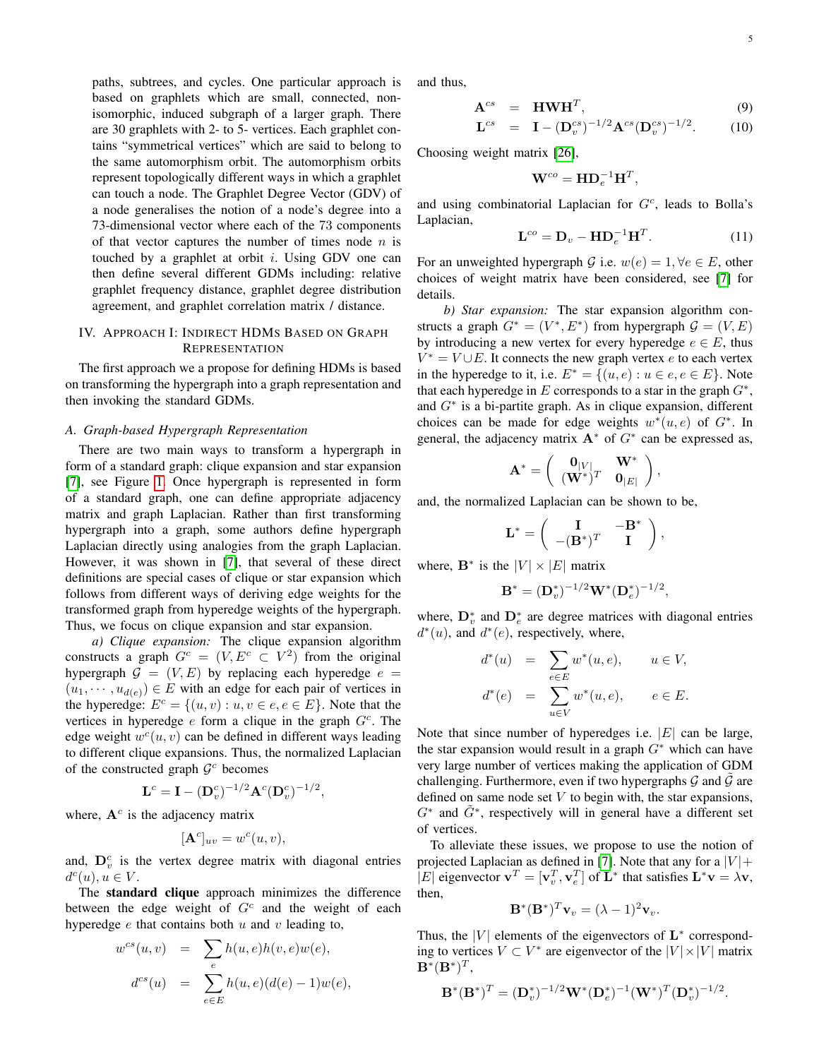paths, subtrees, and cycles. One particular approach is based on graphlets which are small, connected, non-isomorphic, induced subgraph of a larger graph. There are 30 graphlets with 2- to 5- vertices. Each graphlet contains "symmetrical vertices" which are said to belong to the same automorphism orbit. The automorphism orbits represent topologically different ways in which a graphlet can touch a node. The Graphlet Degree Vector (GDV) of a node generalises the notion of a node's degree into a 73-dimensional vector where each of the 73 components of that vector captures the number of times node $n$ is touched by a graphlet at orbit $i$. Using GDV one can then define several different GDMs including: relative graphlet frequency distance, graphlet degree distribution agreement, and graphlet correlation matrix / distance.

## IV. Approach I: Indirect HDMs Based on Graph Representation

The first approach we a propose for defining HDMs is based on transforming the hypergraph into a graph representation and then invoking the standard GDMs.

### A. Graph-based Hypergraph Representation

There are two main ways to transform a hypergraph in form of a standard graph: clique expansion and star expansion [7], see Figure 1. Once hypergraph is represented in form of a standard graph, one can define appropriate adjacency matrix and graph Laplacian. Rather than first transforming hypergraph into a graph, some authors define hypergraph Laplacian directly using analogies from the graph Laplacian. However, it was shown in [7], that several of these direct definitions are special cases of clique or star expansion which follows from different ways of deriving edge weights for the transformed graph from hyperedge weights of the hypergraph. Thus, we focus on clique expansion and star expansion.

*a) Clique expansion:* The clique expansion algorithm constructs a graph $G^c = (V, E^c \subset V^2)$ from the original hypergraph $\mathcal{G} = (V, E)$ by replacing each hyperedge $e = (u_1, \cdots, u_{d(e)}) \in E$ with an edge for each pair of vertices in the hyperedge: $E^c = \{(u, v) : u, v \in e, e \in E\}$. Note that the vertices in hyperedge $e$ form a clique in the graph $G^c$. The edge weight $w^c(u, v)$ can be defined in different ways leading to different clique expansions. Thus, the normalized Laplacian of the constructed graph $\mathcal{G}^c$ becomes

$$\mathbf{L}^c = \mathbf{I} - (\mathbf{D}_v^c)^{-1/2}\mathbf{A}^c(\mathbf{D}_v^c)^{-1/2},$$

where, $\mathbf{A}^c$ is the adjacency matrix

$$[\mathbf{A}^c]_{uv} = w^c(u, v),$$

and, $\mathbf{D}_v^c$ is the vertex degree matrix with diagonal entries $d^c(u), u \in V$.

The **standard clique** approach minimizes the difference between the edge weight of $G^c$ and the weight of each hyperedge $e$ that contains both $u$ and $v$ leading to,

$$\begin{aligned} w^{cs}(u, v) &= \sum_e h(u, e)h(v, e)w(e), \\ d^{cs}(u) &= \sum_{e \in E} h(u, e)(d(e) - 1)w(e), \end{aligned}$$

and thus,

$$\mathbf{A}^{cs} = \mathbf{H}\mathbf{W}\mathbf{H}^T, \tag{9}$$

$$\mathbf{L}^{cs} = \mathbf{I} - (\mathbf{D}_v^{cs})^{-1/2}\mathbf{A}^{cs}(\mathbf{D}_v^{cs})^{-1/2}. \tag{10}$$

Choosing weight matrix [26],

$$\mathbf{W}^{co} = \mathbf{H}\mathbf{D}_e^{-1}\mathbf{H}^T,$$

and using combinatorial Laplacian for $G^c$, leads to Bolla's Laplacian,

$$\mathbf{L}^{co} = \mathbf{D}_v - \mathbf{H}\mathbf{D}_e^{-1}\mathbf{H}^T. \tag{11}$$

For an unweighted hypergraph $\mathcal{G}$ i.e. $w(e) = 1, \forall e \in E$, other choices of weight matrix have been considered, see [7] for details.

*b) Star expansion:* The star expansion algorithm constructs a graph $G^* = (V^*, E^*)$ from hypergraph $\mathcal{G} = (V, E)$ by introducing a new vertex for every hyperedge $e \in E$, thus $V^* = V \cup E$. It connects the new graph vertex $e$ to each vertex in the hyperedge to it, i.e. $E^* = \{(u, e) : u \in e, e \in E\}$. Note that each hyperedge in $E$ corresponds to a star in the graph $G^*$, and $G^*$ is a bi-partite graph. As in clique expansion, different choices can be made for edge weights $w^*(u, e)$ of $G^*$. In general, the adjacency matrix $\mathbf{A}^*$ of $G^*$ can be expressed as,

$$\mathbf{A}^* = \begin{pmatrix} \mathbf{0}_{|V|} & \mathbf{W}^* \\ (\mathbf{W}^*)^T & \mathbf{0}_{|E|} \end{pmatrix},$$

and, the normalized Laplacian can be shown to be,

$$\mathbf{L}^* = \begin{pmatrix} \mathbf{I} & -\mathbf{B}^* \\ -(\mathbf{B}^*)^T & \mathbf{I} \end{pmatrix},$$

where, $\mathbf{B}^*$ is the $|V| \times |E|$ matrix

$$\mathbf{B}^* = (\mathbf{D}_v^*)^{-1/2}\mathbf{W}^*(\mathbf{D}_e^*)^{-1/2},$$

where, $\mathbf{D}_v^*$ and $\mathbf{D}_e^*$ are degree matrices with diagonal entries $d^*(u)$, and $d^*(e)$, respectively, where,

$$\begin{aligned} d^*(u) &= \sum_{e \in E} w^*(u, e), \qquad u \in V, \\ d^*(e) &= \sum_{u \in V} w^*(u, e), \qquad e \in E. \end{aligned}$$

Note that since number of hyperedges i.e. $|E|$ can be large, the star expansion would result in a graph $G^*$ which can have very large number of vertices making the application of GDM challenging. Furthermore, even if two hypergraphs $\mathcal{G}$ and $\tilde{\mathcal{G}}$ are defined on same node set $V$ to begin with, the star expansions, $G^*$ and $\tilde{G}^*$, respectively will in general have a different set of vertices.

To alleviate these issues, we propose to use the notion of projected Laplacian as defined in [7]. Note that any for a $|V| + |E|$ eigenvector $\mathbf{v}^T = [\mathbf{v}_v^T, \mathbf{v}_e^T]$ of $\mathbf{L}^*$ that satisfies $\mathbf{L}^*\mathbf{v} = \lambda\mathbf{v}$, then,

$$\mathbf{B}^*(\mathbf{B}^*)^T\mathbf{v}_v = (\lambda - 1)^2\mathbf{v}_v.$$

Thus, the $|V|$ elements of the eigenvectors of $\mathbf{L}^*$ corresponding to vertices $V \subset V^*$ are eigenvector of the $|V| \times |V|$ matrix $\mathbf{B}^*(\mathbf{B}^*)^T$,

$$\mathbf{B}^*(\mathbf{B}^*)^T = (\mathbf{D}_v^*)^{-1/2}\mathbf{W}^*(\mathbf{D}_e^*)^{-1}(\mathbf{W}^*)^T(\mathbf{D}_v^*)^{-1/2}.$$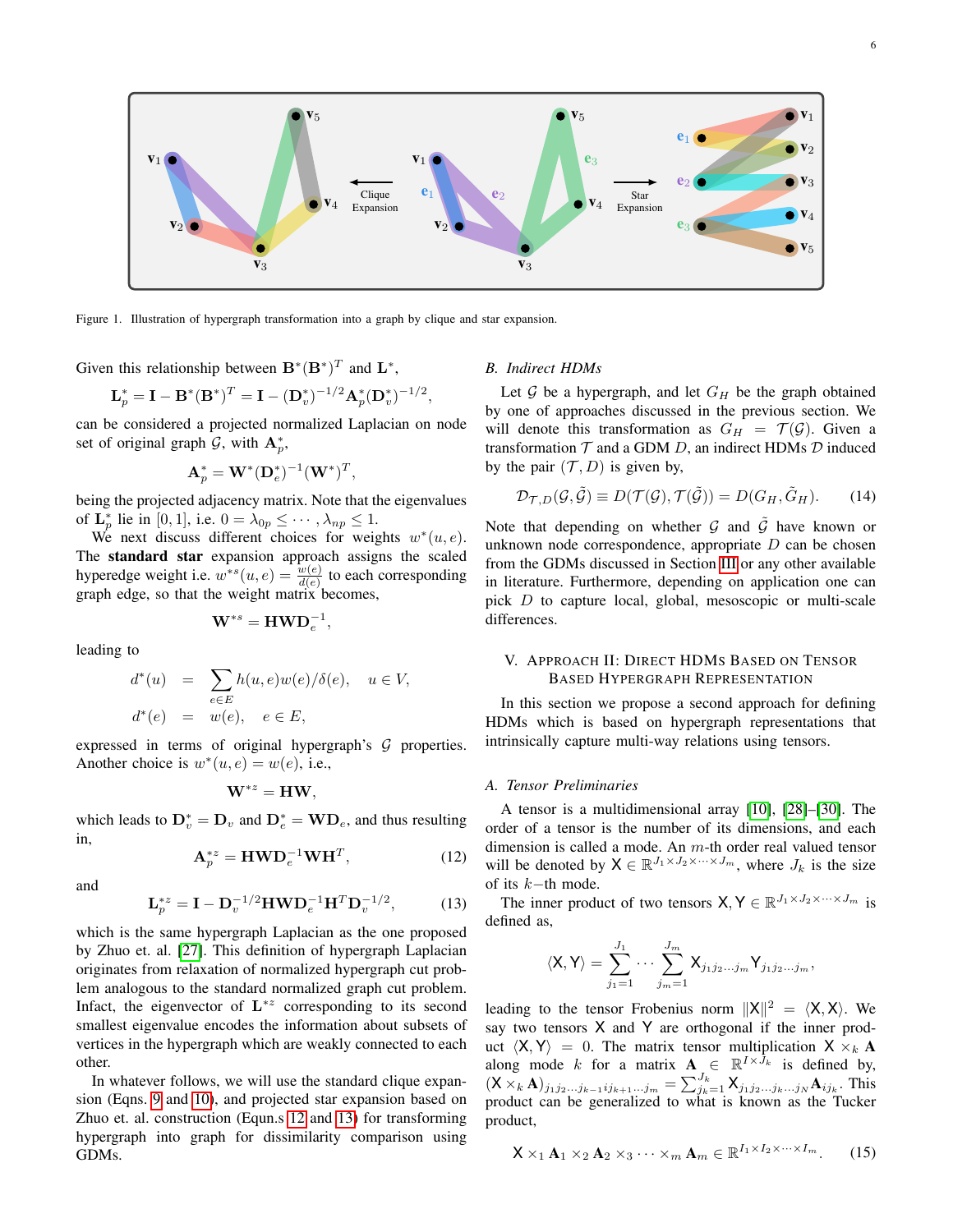Figure 1. Illustration of hypergraph transformation into a graph by clique and star expansion.

Given this relationship between $\mathbf{B}^*(\mathbf{B}^*)^T$ and $\mathbf{L}^*$,

$$\mathbf{L}_p^* = \mathbf{I} - \mathbf{B}^*(\mathbf{B}^*)^T = \mathbf{I} - (\mathbf{D}_v^*)^{-1/2}\mathbf{A}_p^*(\mathbf{D}_v^*)^{-1/2},$$

can be considered a projected normalized Laplacian on node set of original graph $\mathcal{G}$, with $\mathbf{A}_p^*$,

$$\mathbf{A}_p^* = \mathbf{W}^*(\mathbf{D}_e^*)^{-1}(\mathbf{W}^*)^T,$$

being the projected adjacency matrix. Note that the eigenvalues of $\mathbf{L}_p^*$ lie in $[0,1]$, i.e. $0 = \lambda_{0p} \leq \cdots, \lambda_{np} \leq 1$.

We next discuss different choices for weights $w^*(u,e)$. The **standard star** expansion approach assigns the scaled hyperedge weight i.e. $w^{*s}(u,e) = \frac{w(e)}{d(e)}$ to each corresponding graph edge, so that the weight matrix becomes,

$$\mathbf{W}^{*s} = \mathbf{H}\mathbf{W}\mathbf{D}_e^{-1},$$

leading to

$$\begin{aligned} d^*(u) &= \sum_{e\in E} h(u,e)w(e)/\delta(e), \quad u \in V, \\ d^*(e) &= w(e), \quad e \in E, \end{aligned}$$

expressed in terms of original hypergraph's $\mathcal{G}$ properties. Another choice is $w^*(u,e) = w(e)$, i.e.,

$$\mathbf{W}^{*z} = \mathbf{H}\mathbf{W},$$

which leads to $\mathbf{D}_v^* = \mathbf{D}_v$ and $\mathbf{D}_e^* = \mathbf{W}\mathbf{D}_e$, and thus resulting in,

$$\mathbf{A}_p^{*z} = \mathbf{H}\mathbf{W}\mathbf{D}_e^{-1}\mathbf{W}\mathbf{H}^T, \tag{12}$$

and

$$\mathbf{L}_p^{*z} = \mathbf{I} - \mathbf{D}_v^{-1/2}\mathbf{H}\mathbf{W}\mathbf{D}_e^{-1}\mathbf{H}^T\mathbf{D}_v^{-1/2}, \tag{13}$$

which is the same hypergraph Laplacian as the one proposed by Zhuo et. al. [27]. This definition of hypergraph Laplacian originates from relaxation of normalized hypergraph cut problem analogous to the standard normalized graph cut problem. Infact, the eigenvector of $\mathbf{L}^{*z}$ corresponding to its second smallest eigenvalue encodes the information about subsets of vertices in the hypergraph which are weakly connected to each other.

In whatever follows, we will use the standard clique expansion (Eqns. 9 and 10), and projected star expansion based on Zhuo et. al. construction (Equn.s 12 and 13) for transforming hypergraph into graph for dissimilarity comparison using GDMs.

### B. Indirect HDMs

Let $\mathcal{G}$ be a hypergraph, and let $G_H$ be the graph obtained by one of approaches discussed in the previous section. We will denote this transformation as $G_H = \mathcal{T}(\mathcal{G})$. Given a transformation $\mathcal{T}$ and a GDM $D$, an indirect HDMs $\mathcal{D}$ induced by the pair $(\mathcal{T}, D)$ is given by,

$$\mathcal{D}_{\mathcal{T},D}(\mathcal{G},\tilde{\mathcal{G}}) \equiv D(\mathcal{T}(\mathcal{G}), \mathcal{T}(\tilde{\mathcal{G}})) = D(G_H, \tilde{G}_H). \tag{14}$$

Note that depending on whether $\mathcal{G}$ and $\tilde{\mathcal{G}}$ have known or unknown node correspondence, appropriate $D$ can be chosen from the GDMs discussed in Section III or any other available in literature. Furthermore, depending on application one can pick $D$ to capture local, global, mesoscopic or multi-scale differences.

## V. Approach II: Direct HDMs Based on Tensor Based Hypergraph Representation

In this section we propose a second approach for defining HDMs which is based on hypergraph representations that intrinsically capture multi-way relations using tensors.

### A. Tensor Preliminaries

A tensor is a multidimensional array [10], [28]–[30]. The order of a tensor is the number of its dimensions, and each dimension is called a mode. An $m$-th order real valued tensor will be denoted by $\mathsf{X} \in \mathbb{R}^{J_1\times J_2\times\cdots\times J_m}$, where $J_k$ is the size of its $k$−th mode.

The inner product of two tensors $\mathsf{X}, \mathsf{Y} \in \mathbb{R}^{J_1\times J_2\times\cdots\times J_m}$ is defined as,

$$\langle \mathsf{X}, \mathsf{Y}\rangle = \sum_{j_1=1}^{J_1}\cdots\sum_{j_m=1}^{J_m} \mathsf{X}_{j_1j_2\ldots j_m}\mathsf{Y}_{j_1j_2\ldots j_m},$$

leading to the tensor Frobenius norm $\|\mathsf{X}\|^2 = \langle \mathsf{X}, \mathsf{X}\rangle$. We say two tensors $\mathsf{X}$ and $\mathsf{Y}$ are orthogonal if the inner product $\langle \mathsf{X}, \mathsf{Y}\rangle = 0$. The matrix tensor multiplication $\mathsf{X}\times_k \mathbf{A}$ along mode $k$ for a matrix $\mathbf{A} \in \mathbb{R}^{I\times J_k}$ is defined by, $(\mathsf{X}\times_k\mathbf{A})_{j_1j_2\ldots j_{k-1}ij_{k+1}\ldots j_m} = \sum_{j_k=1}^{J_k}\mathsf{X}_{j_1j_2\ldots j_k\ldots j_N}\mathbf{A}_{ij_k}$. This product can be generalized to what is known as the Tucker product,

$$\mathsf{X}\times_1\mathbf{A}_1\times_2\mathbf{A}_2\times_3\cdots\times_m\mathbf{A}_m \in \mathbb{R}^{I_1\times I_2\times\cdots\times I_m}. \tag{15}$$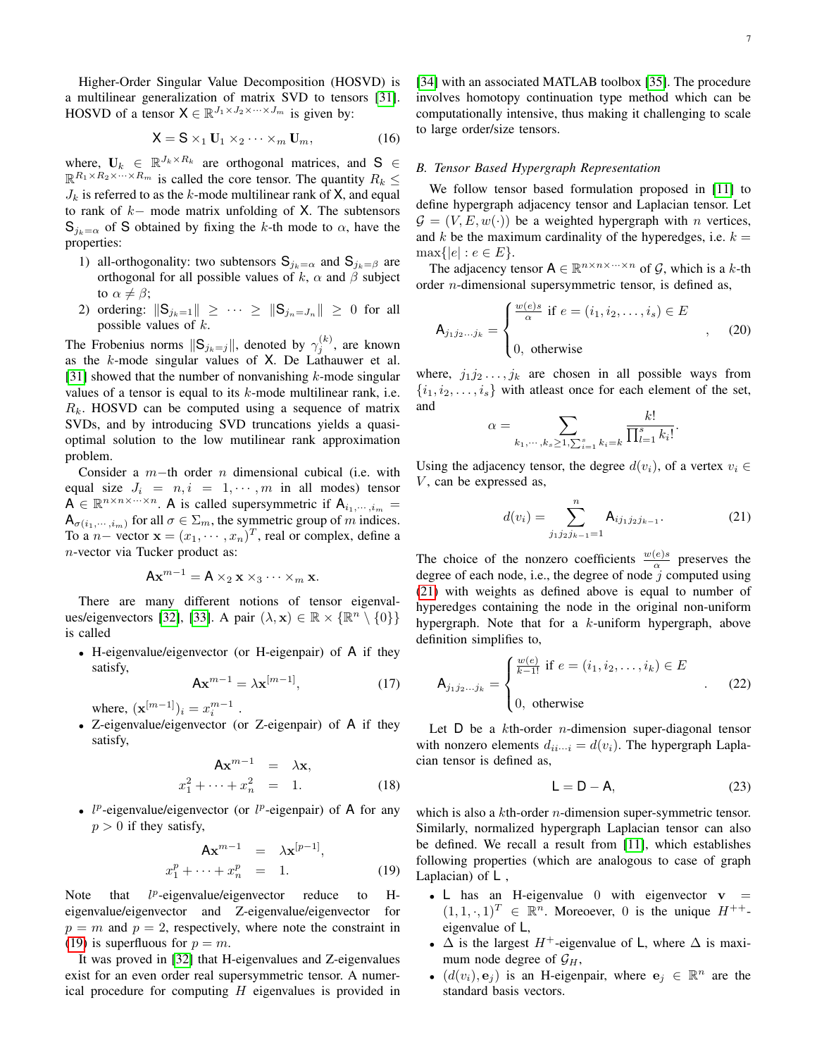Higher-Order Singular Value Decomposition (HOSVD) is a multilinear generalization of matrix SVD to tensors [31]. HOSVD of a tensor $\mathsf{X} \in \mathbb{R}^{J_1 \times J_2 \times \cdots \times J_m}$ is given by:

$$\mathsf{X} = \mathsf{S} \times_1 \mathbf{U}_1 \times_2 \cdots \times_m \mathbf{U}_m, \tag{16}$$

where, $\mathbf{U}_k \in \mathbb{R}^{J_k \times R_k}$ are orthogonal matrices, and $\mathsf{S} \in \mathbb{R}^{R_1 \times R_2 \times \cdots \times R_m}$ is called the core tensor. The quantity $R_k \leq J_k$ is referred to as the $k$-mode multilinear rank of $\mathsf{X}$, and equal to rank of $k-$ mode matrix unfolding of $\mathsf{X}$. The subtensors $\mathsf{S}_{j_k=\alpha}$ of $\mathsf{S}$ obtained by fixing the $k$-th mode to $\alpha$, have the properties:

1) all-orthogonality: two subtensors $\mathsf{S}_{j_k=\alpha}$ and $\mathsf{S}_{j_k=\beta}$ are orthogonal for all possible values of $k$, $\alpha$ and $\beta$ subject to $\alpha \neq \beta$;
2) ordering: $\|\mathsf{S}_{j_k=1}\| \geq \cdots \geq \|\mathsf{S}_{j_n=J_n}\| \geq 0$ for all possible values of $k$.

The Frobenius norms $\|\mathsf{S}_{j_k=j}\|$, denoted by $\gamma_j^{(k)}$, are known as the $k$-mode singular values of $\mathsf{X}$. De Lathauwer et al. [31] showed that the number of nonvanishing $k$-mode singular values of a tensor is equal to its $k$-mode multilinear rank, i.e. $R_k$. HOSVD can be computed using a sequence of matrix SVDs, and by introducing SVD truncations yields a quasi-optimal solution to the low mutilinear rank approximation problem.

Consider a $m-$th order $n$ dimensional cubical (i.e. with equal size $J_i = n, i = 1, \cdots, m$ in all modes) tensor $\mathsf{A} \in \mathbb{R}^{n \times n \times \cdots \times n}$. $\mathsf{A}$ is called supersymmetric if $\mathsf{A}_{i_1,\cdots,i_m} = \mathsf{A}_{\sigma(i_1,\cdots,i_m)}$ for all $\sigma \in \Sigma_m$, the symmetric group of $m$ indices. To a $n-$ vector $\mathbf{x} = (x_1, \cdots, x_n)^T$, real or complex, define a $n$-vector via Tucker product as:

$$\mathsf{A}\mathbf{x}^{m-1} = \mathsf{A} \times_2 \mathbf{x} \times_3 \cdots \times_m \mathbf{x}.$$

There are many different notions of tensor eigenvalues/eigenvectors [32], [33]. A pair $(\lambda, \mathbf{x}) \in \mathbb{R} \times \{\mathbb{R}^n \setminus \{0\}\}$ is called

- H-eigenvalue/eigenvector (or H-eigenpair) of $\mathsf{A}$ if they satisfy,
$$\mathsf{A}\mathbf{x}^{m-1} = \lambda \mathbf{x}^{[m-1]}, \tag{17}$$
where, $(\mathbf{x}^{[m-1]})_i = x_i^{m-1}$ .
- Z-eigenvalue/eigenvector (or Z-eigenpair) of $\mathsf{A}$ if they satisfy,
$$\begin{aligned} \mathsf{A}\mathbf{x}^{m-1} &= \lambda \mathbf{x}, \\ x_1^2 + \cdots + x_n^2 &= 1. \end{aligned} \tag{18}$$
- $l^p$-eigenvalue/eigenvector (or $l^p$-eigenpair) of $\mathsf{A}$ for any $p > 0$ if they satisfy,
$$\begin{aligned} \mathsf{A}\mathbf{x}^{m-1} &= \lambda \mathbf{x}^{[p-1]}, \\ x_1^p + \cdots + x_n^p &= 1. \end{aligned} \tag{19}$$

Note that $l^p$-eigenvalue/eigenvector reduce to H-eigenvalue/eigenvector and Z-eigenvalue/eigenvector for $p = m$ and $p = 2$, respectively, where note the constraint in (19) is superfluous for $p = m$.

It was proved in [32] that H-eigenvalues and Z-eigenvalues exist for an even order real supersymmetric tensor. A numerical procedure for computing $H$ eigenvalues is provided in [34] with an associated MATLAB toolbox [35]. The procedure involves homotopy continuation type method which can be computationally intensive, thus making it challenging to scale to large order/size tensors.

### B. Tensor Based Hypergraph Representation

We follow tensor based formulation proposed in [11] to define hypergraph adjacency tensor and Laplacian tensor. Let $\mathcal{G} = (V, E, w(\cdot))$ be a weighted hypergraph with $n$ vertices, and $k$ be the maximum cardinality of the hyperedges, i.e. $k = \max\{|e| : e \in E\}$.

The adjacency tensor $\mathsf{A} \in \mathbb{R}^{n \times n \times \cdots \times n}$ of $\mathcal{G}$, which is a $k$-th order $n$-dimensional supersymmetric tensor, is defined as,

$$\mathsf{A}_{j_1 j_2 \ldots j_k} = \begin{cases} \frac{w(e)s}{\alpha} \text{ if } e = (i_1, i_2, \ldots, i_s) \in E \\ \\ 0, \text{ otherwise} \end{cases}, \tag{20}$$

where, $j_1 j_2 \ldots, j_k$ are chosen in all possible ways from $\{i_1, i_2, \ldots, i_s\}$ with atleast once for each element of the set, and

$$\alpha = \sum_{k_1, \cdots, k_s \geq 1, \sum_{i=1}^{s} k_i = k} \frac{k!}{\prod_{l=1}^{s} k_l!}.$$

Using the adjacency tensor, the degree $d(v_i)$, of a vertex $v_i \in V$, can be expressed as,

$$d(v_i) = \sum_{j_1 j_2 j_{k-1}=1}^{n} \mathsf{A}_{i j_1 j_2 j_{k-1}}. \tag{21}$$

The choice of the nonzero coefficients $\frac{w(e)s}{\alpha}$ preserves the degree of each node, i.e., the degree of node $j$ computed using (21) with weights as defined above is equal to number of hyperedges containing the node in the original non-uniform hypergraph. Note that for a $k$-uniform hypergraph, above definition simplifies to,

$$\mathsf{A}_{j_1 j_2 \ldots j_k} = \begin{cases} \frac{w(e)}{k-1!} \text{ if } e = (i_1, i_2, \ldots, i_k) \in E \\ \\ 0, \text{ otherwise} \end{cases}. \tag{22}$$

Let $\mathsf{D}$ be a $k$th-order $n$-dimension super-diagonal tensor with nonzero elements $d_{ii\cdots i} = d(v_i)$. The hypergraph Laplacian tensor is defined as,

$$\mathsf{L} = \mathsf{D} - \mathsf{A}, \tag{23}$$

which is also a $k$th-order $n$-dimension super-symmetric tensor. Similarly, normalized hypergraph Laplacian tensor can also be defined. We recall a result from [11], which establishes following properties (which are analogous to case of graph Laplacian) of $\mathsf{L}$ ,

- $\mathsf{L}$ has an H-eigenvalue 0 with eigenvector $\mathbf{v} = (1, 1, \cdot, 1)^T \in \mathbb{R}^n$. Moreoever, 0 is the unique $H^{++}$-eigenvalue of $\mathsf{L}$,
- $\Delta$ is the largest $H^+$-eigenvalue of $\mathsf{L}$, where $\Delta$ is maximum node degree of $\mathcal{G}_H$,
- $(d(v_i), \mathbf{e}_j)$ is an H-eigenpair, where $\mathbf{e}_j \in \mathbb{R}^n$ are the standard basis vectors.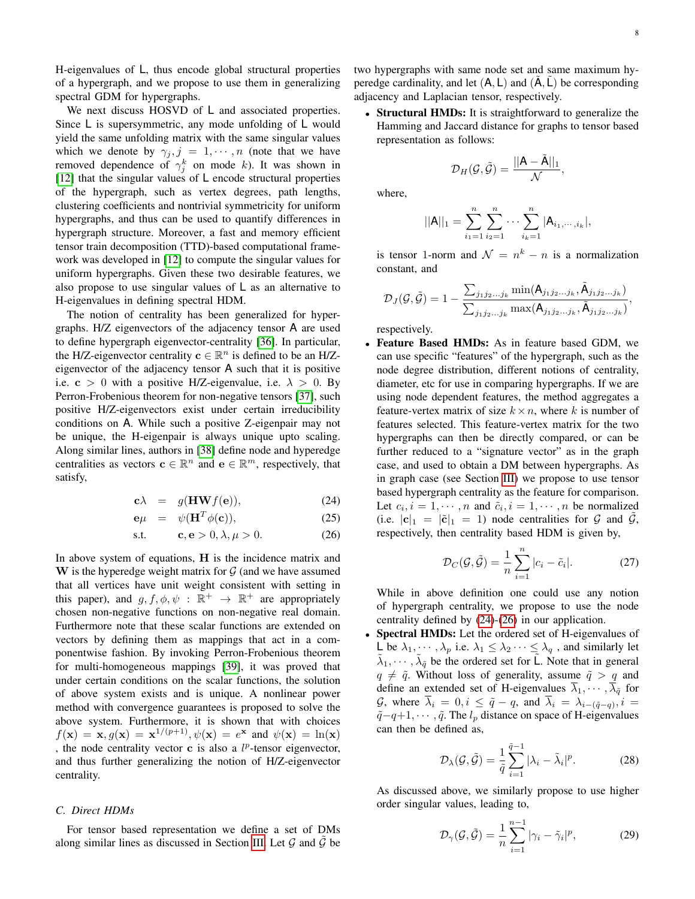H-eigenvalues of $\mathsf{L}$, thus encode global structural properties of a hypergraph, and we propose to use them in generalizing spectral GDM for hypergraphs.

We next discuss HOSVD of $\mathsf{L}$ and associated properties. Since $\mathsf{L}$ is supersymmetric, any mode unfolding of $\mathsf{L}$ would yield the same unfolding matrix with the same singular values which we denote by $\gamma_j, j = 1, \cdots, n$ (note that we have removed dependence of $\gamma_j^k$ on mode $k$). It was shown in [12] that the singular values of $\mathsf{L}$ encode structural properties of the hypergraph, such as vertex degrees, path lengths, clustering coefficients and nontrivial symmetricity for uniform hypergraphs, and thus can be used to quantify differences in hypergraph structure. Moreover, a fast and memory efficient tensor train decomposition (TTD)-based computational framework was developed in [12] to compute the singular values for uniform hypergraphs. Given these two desirable features, we also propose to use singular values of $\mathsf{L}$ as an alternative to H-eigenvalues in defining spectral HDM.

The notion of centrality has been generalized for hypergraphs. H/Z eigenvectors of the adjacency tensor $\mathsf{A}$ are used to define hypergraph eigenvector-centrality [36]. In particular, the H/Z-eigenvector centrality $\mathbf{c} \in \mathbb{R}^n$ is defined to be an H/Z-eigenvector of the adjacency tensor $\mathsf{A}$ such that it is positive i.e. $\mathbf{c} > 0$ with a positive H/Z-eigenvalue, i.e. $\lambda > 0$. By Perron-Frobenious theorem for non-negative tensors [37], such positive H/Z-eigenvectors exist under certain irreducibility conditions on $\mathsf{A}$. While such a positive Z-eigenpair may not be unique, the H-eigenpair is always unique upto scaling. Along similar lines, authors in [38] define node and hyperedge centralities as vectors $\mathbf{c} \in \mathbb{R}^n$ and $\mathbf{e} \in \mathbb{R}^m$, respectively, that satisfy,

$$
\begin{aligned}
\mathbf{c}\lambda &= g(\mathbf{H}\mathbf{W}f(\mathbf{e})), &(24)\\
\mathbf{e}\mu &= \psi(\mathbf{H}^T\phi(\mathbf{c})), &(25)\\
\text{s.t.} \quad & \mathbf{c}, \mathbf{e} > 0, \lambda, \mu > 0. &(26)
\end{aligned}
$$

In above system of equations, $\mathbf{H}$ is the incidence matrix and $\mathbf{W}$ is the hyperedge weight matrix for $\mathcal{G}$ (and we have assumed that all vertices have unit weight consistent with setting in this paper), and $g, f, \phi, \psi : \mathbb{R}^+ \to \mathbb{R}^+$ are appropriately chosen non-negative functions on non-negative real domain. Furthermore note that these scalar functions are extended on vectors by defining them as mappings that act in a componentwise fashion. By invoking Perron-Frobenious theorem for multi-homogeneous mappings [39], it was proved that under certain conditions on the scalar functions, the solution of above system exists and is unique. A nonlinear power method with convergence guarantees is proposed to solve the above system. Furthermore, it is shown that with choices $f(\mathbf{x}) = \mathbf{x}, g(\mathbf{x}) = \mathbf{x}^{1/(p+1)}, \psi(\mathbf{x}) = e^{\mathbf{x}}$ and $\psi(\mathbf{x}) = \ln(\mathbf{x})$ , the node centrality vector $\mathbf{c}$ is also a $l^p$-tensor eigenvector, and thus further generalizing the notion of H/Z-eigenvector centrality.

### C. Direct HDMs

For tensor based representation we define a set of DMs along similar lines as discussed in Section III. Let $\mathcal{G}$ and $\tilde{\mathcal{G}}$ be two hypergraphs with same node set and same maximum hyperedge cardinality, and let $(\mathsf{A}, \mathsf{L})$ and $(\tilde{\mathsf{A}}, \tilde{\mathsf{L}})$ be corresponding adjacency and Laplacian tensor, respectively.

- **Structural HMDs:** It is straightforward to generalize the Hamming and Jaccard distance for graphs to tensor based representation as follows:

$$
\mathcal{D}_H(\mathcal{G}, \tilde{\mathcal{G}}) = \frac{||\mathsf{A} - \tilde{\mathsf{A}}||_1}{\mathcal{N}},
$$

where,

$$
||\mathsf{A}||_1 = \sum_{i_1=1}^{n} \sum_{i_2=1}^{n} \cdots \sum_{i_k=1}^{n} |\mathsf{A}_{i_1,\cdots,i_k}|,
$$

is tensor 1-norm and $\mathcal{N} = n^k - n$ is a normalization constant, and

$$
\mathcal{D}_J(\mathcal{G}, \tilde{\mathcal{G}}) = 1 - \frac{\sum_{j_1 j_2 \ldots j_k} \min(\mathsf{A}_{j_1 j_2 \ldots j_k}, \tilde{\mathsf{A}}_{j_1 j_2 \ldots j_k})}{\sum_{j_1 j_2 \ldots j_k} \max(\mathsf{A}_{j_1 j_2 \ldots j_k}, \tilde{\mathsf{A}}_{j_1 j_2 \ldots j_k})},
$$

respectively.

- **Feature Based HMDs:** As in feature based GDM, we can use specific "features" of the hypergraph, such as the node degree distribution, different notions of centrality, diameter, etc for use in comparing hypergraphs. If we are using node dependent features, the method aggregates a feature-vertex matrix of size $k \times n$, where $k$ is number of features selected. This feature-vertex matrix for the two hypergraphs can then be directly compared, or can be further reduced to a "signature vector" as in the graph case, and used to obtain a DM between hypergraphs. As in graph case (see Section III) we propose to use tensor based hypergraph centrality as the feature for comparison. Let $c_i, i = 1, \cdots, n$ and $\tilde{c}_i, i = 1, \cdots, n$ be normalized (i.e. $|\mathbf{c}|_1 = |\tilde{\mathbf{c}}|_1 = 1$) node centralities for $\mathcal{G}$ and $\tilde{\mathcal{G}}$, respectively, then centrality based HDM is given by,

$$
\mathcal{D}_C(\mathcal{G}, \tilde{\mathcal{G}}) = \frac{1}{n} \sum_{i=1}^{n} |c_i - \tilde{c}_i|. \tag{27}
$$

While in above definition one could use any notion of hypergraph centrality, we propose to use the node centrality defined by (24)-(26) in our application.

- **Spectral HMDs:** Let the ordered set of H-eigenvalues of $\mathsf{L}$ be $\lambda_1, \cdots, \lambda_p$ i.e. $\lambda_1 \leq \lambda_2 \cdots \leq \lambda_q$ , and similarly let $\tilde{\lambda}_1, \cdots, \tilde{\lambda}_{\tilde{q}}$ be the ordered set for $\tilde{\mathsf{L}}$. Note that in general $q \neq \tilde{q}$. Without loss of generality, assume $\tilde{q} > q$ and define an extended set of H-eigenvalues $\overline{\lambda}_1, \cdots, \overline{\lambda}_{\tilde{q}}$ for $\mathcal{G}$, where $\overline{\lambda}_i = 0, i \leq \tilde{q} - q$, and $\overline{\lambda}_i = \lambda_{i-(\tilde{q}-q)}, i = \tilde{q}-q+1, \cdots, \tilde{q}$. The $l_p$ distance on space of H-eigenvalues can then be defined as,

$$
\mathcal{D}_\lambda(\mathcal{G}, \tilde{\mathcal{G}}) = \frac{1}{\tilde{q}} \sum_{i=1}^{\tilde{q}-1} |\lambda_i - \tilde{\lambda}_i|^p. \tag{28}
$$

As discussed above, we similarly propose to use higher order singular values, leading to,

$$
\mathcal{D}_\gamma(\mathcal{G}, \tilde{\mathcal{G}}) = \frac{1}{n} \sum_{i=1}^{n-1} |\gamma_i - \tilde{\gamma}_i|^p, \tag{29}
$$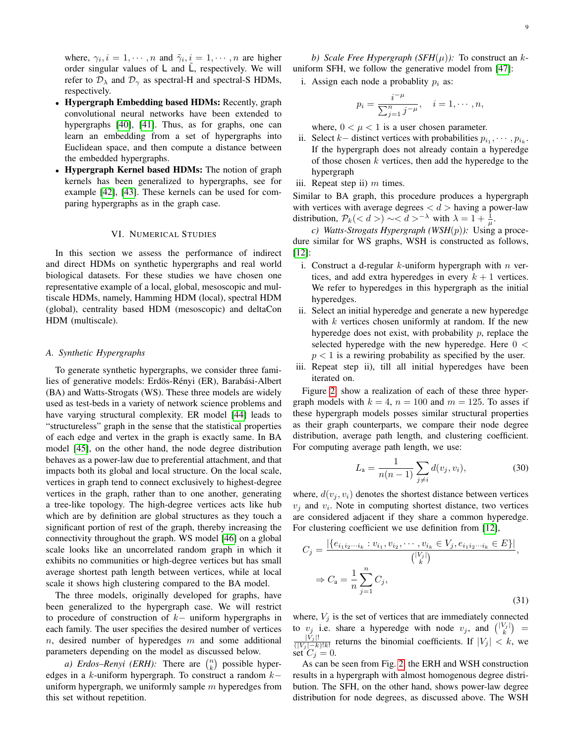where, $\gamma_i, i = 1, \cdots, n$ and $\tilde{\gamma}_i, i = 1, \cdots, n$ are higher order singular values of $\mathsf{L}$ and $\tilde{\mathsf{L}}$, respectively. We will refer to $\mathcal{D}_\lambda$ and $\mathcal{D}_\gamma$ as spectral-H and spectral-S HDMs, respectively.

- **Hypergraph Embedding based HDMs:** Recently, graph convolutional neural networks have been extended to hypergraphs [40], [41]. Thus, as for graphs, one can learn an embedding from a set of hypergraphs into Euclidean space, and then compute a distance between the embedded hypergraphs.
- **Hypergraph Kernel based HDMs:** The notion of graph kernels has been generalized to hypergraphs, see for example [42], [43]. These kernels can be used for comparing hypergraphs as in the graph case.

## VI. Numerical Studies

In this section we assess the performance of indirect and direct HDMs on synthetic hypergraphs and real world biological datasets. For these studies we have chosen one representative example of a local, global, mesoscopic and multiscale HDMs, namely, Hamming HDM (local), spectral HDM (global), centrality based HDM (mesoscopic) and deltaCon HDM (multiscale).

### A. Synthetic Hypergraphs

To generate synthetic hypergraphs, we consider three families of generative models: Erdös-Rényi (ER), Barabási-Albert (BA) and Watts-Strogats (WS). These three models are widely used as test-beds in a variety of network science problems and have varying structural complexity. ER model [44] leads to "structureless" graph in the sense that the statistical properties of each edge and vertex in the graph is exactly same. In BA model [45], on the other hand, the node degree distribution behaves as a power-law due to preferential attachment, and that impacts both its global and local structure. On the local scale, vertices in graph tend to connect exclusively to highest-degree vertices in the graph, rather than to one another, generating a tree-like topology. The high-degree vertices acts like hub which are by definition are global structures as they touch a significant portion of rest of the graph, thereby increasing the connectivity throughout the graph. WS model [46] on a global scale looks like an uncorrelated random graph in which it exhibits no communities or high-degree vertices but has small average shortest path length between vertices, while at local scale it shows high clustering compared to the BA model.

The three models, originally developed for graphs, have been generalized to the hypergraph case. We will restrict to procedure of construction of $k-$ uniform hypergraphs in each family. The user specifies the desired number of vertices $n$, desired number of hyperedges $m$ and some additional parameters depending on the model as discussed below.

*a) Erdos–Renyi (ERH):* There are $\binom{n}{k}$ possible hyperedges in a $k$-uniform hypergraph. To construct a random $k-$ uniform hypergraph, we uniformly sample $m$ hyperedges from this set without repetition.

*b) Scale Free Hypergraph (SFH($\mu$)):* To construct an $k$-uniform SFH, we follow the generative model from [47]:

i. Assign each node a probablity $p_i$ as:
$$p_i = \frac{i^{-\mu}}{\sum_{j=1}^{n} j^{-\mu}}, \quad i = 1, \cdots, n,$$
where, $0 < \mu < 1$ is a user chosen parameter.

ii. Select $k-$ distinct vertices with probabilities $p_{i_1}, \cdots, p_{i_k}$. If the hypergraph does not already contain a hyperedge of those chosen $k$ vertices, then add the hyperedge to the hypergraph

iii. Repeat step ii) $m$ times.

Similar to BA graph, this procedure produces a hypergraph with vertices with average degrees $< d >$ having a power-law distribution, $\mathcal{P}_k(< d >) \sim < d >^{-\lambda}$ with $\lambda = 1 + \frac{1}{\mu}$.

*c) Watts-Strogats Hypergraph (WSH($p$)):* Using a procedure similar for WS graphs, WSH is constructed as follows, [12]:

i. Construct a d-regular $k$-uniform hypergraph with $n$ vertices, and add extra hyperedges in every $k+1$ vertices. We refer to hyperedges in this hypergraph as the initial hyperedges.

ii. Select an initial hyperedge and generate a new hyperedge with $k$ vertices chosen uniformly at random. If the new hyperedge does not exist, with probability $p$, replace the selected hyperedge with the new hyperedge. Here $0 < p < 1$ is a rewiring probability as specified by the user.

iii. Repeat step ii), till all initial hyperedges have been iterated on.

Figure 2, show a realization of each of these three hypergraph models with $k = 4$, $n = 100$ and $m = 125$. To asses if these hypergraph models posses similar structural properties as their graph counterparts, we compare their node degree distribution, average path length, and clustering coefficient. For computing average path length, we use:

$$L_{\text{a}} = \frac{1}{n(n-1)} \sum_{j \neq i} d(v_j, v_i), \tag{30}$$

where, $d(v_j, v_i)$ denotes the shortest distance between vertices $v_j$ and $v_i$. Note in computing shortest distance, two vertices are considered adjacent if they share a common hyperedge. For clustering coefficient we use definition from [12],

$$\begin{aligned} C_j &= \frac{|\{e_{i_1 i_2 \cdots i_k} : v_{i_1}, v_{i_2}, \cdots, v_{i_k} \in V_j, e_{i_1 i_2 \cdots i_k} \in E\}|}{\binom{|V_j|}{k}}, \\ \Rightarrow C_{\text{a}} &= \frac{1}{n} \sum_{j=1}^{n} C_j, \end{aligned} \tag{31}$$

where, $V_j$ is the set of vertices that are immediately connected to $v_j$ i.e. share a hyperedge with node $v_j$, and $\binom{|V_j|}{k} = \frac{|V_j|!}{(|V_j|-k)!k!}$ returns the binomial coefficients. If $|V_j| < k$, we set $C_j = 0$.

As can be seen from Fig. 2, the ERH and WSH construction results in a hypergraph with almost homogenous degree distribution. The SFH, on the other hand, shows power-law degree distribution for node degrees, as discussed above. The WSH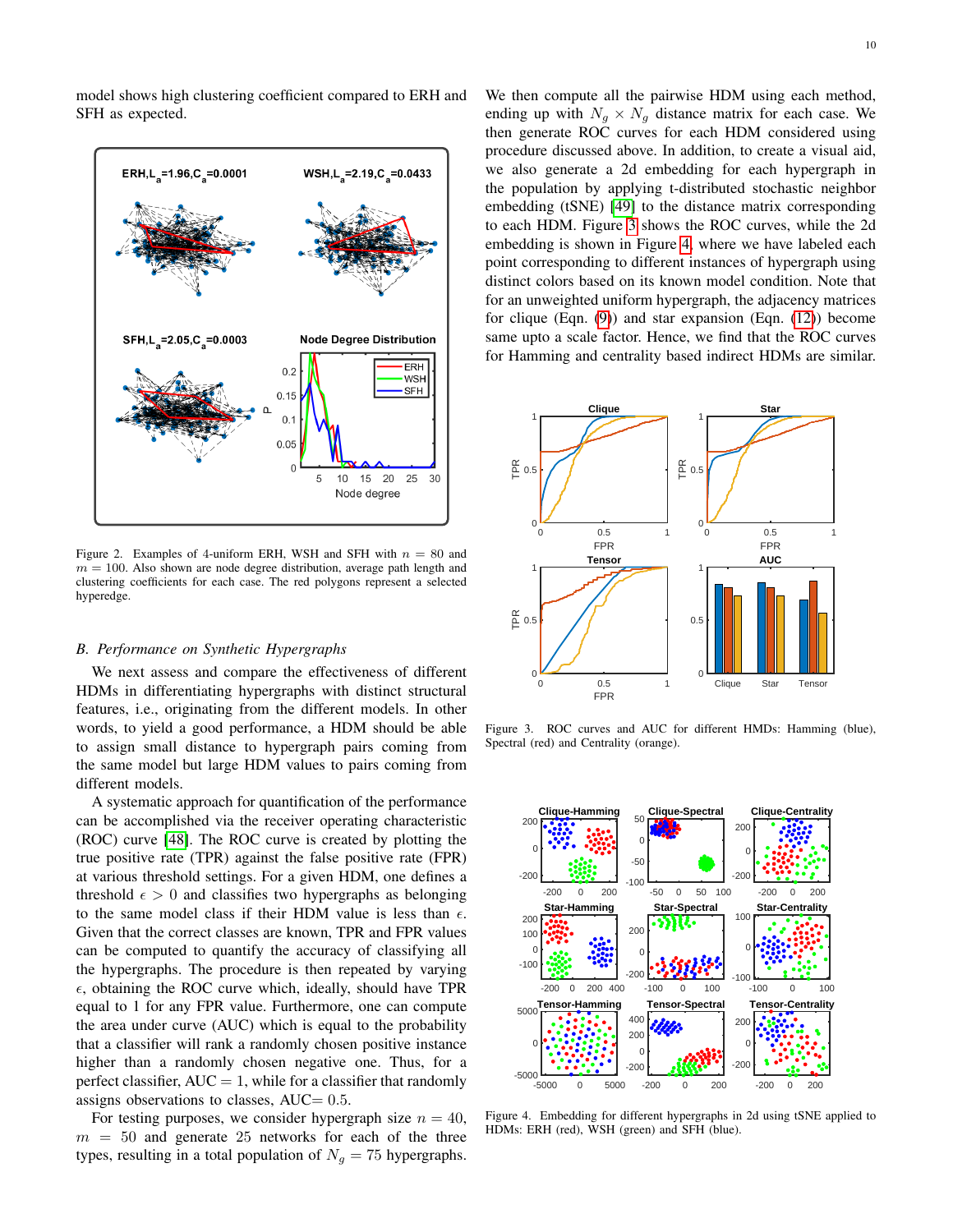model shows high clustering coefficient compared to ERH and SFH as expected.

Figure 2. Examples of 4-uniform ERH, WSH and SFH with $n = 80$ and $m = 100$. Also shown are node degree distribution, average path length and clustering coefficients for each case. The red polygons represent a selected hyperedge.

### B. Performance on Synthetic Hypergraphs

We next assess and compare the effectiveness of different HDMs in differentiating hypergraphs with distinct structural features, i.e., originating from the different models. In other words, to yield a good performance, a HDM should be able to assign small distance to hypergraph pairs coming from the same model but large HDM values to pairs coming from different models.

A systematic approach for quantification of the performance can be accomplished via the receiver operating characteristic (ROC) curve [48]. The ROC curve is created by plotting the true positive rate (TPR) against the false positive rate (FPR) at various threshold settings. For a given HDM, one defines a threshold $\epsilon > 0$ and classifies two hypergraphs as belonging to the same model class if their HDM value is less than $\epsilon$. Given that the correct classes are known, TPR and FPR values can be computed to quantify the accuracy of classifying all the hypergraphs. The procedure is then repeated by varying $\epsilon$, obtaining the ROC curve which, ideally, should have TPR equal to 1 for any FPR value. Furthermore, one can compute the area under curve (AUC) which is equal to the probability that a classifier will rank a randomly chosen positive instance higher than a randomly chosen negative one. Thus, for a perfect classifier, AUC $= 1$, while for a classifier that randomly assigns observations to classes, AUC$= 0.5$.

For testing purposes, we consider hypergraph size $n = 40$, $m = 50$ and generate 25 networks for each of the three types, resulting in a total population of $N_g = 75$ hypergraphs. We then compute all the pairwise HDM using each method, ending up with $N_g \times N_g$ distance matrix for each case. We then generate ROC curves for each HDM considered using procedure discussed above. In addition, to create a visual aid, we also generate a 2d embedding for each hypergraph in the population by applying t-distributed stochastic neighbor embedding (tSNE) [49] to the distance matrix corresponding to each HDM. Figure 3 shows the ROC curves, while the 2d embedding is shown in Figure 4, where we have labeled each point corresponding to different instances of hypergraph using distinct colors based on its known model condition. Note that for an unweighted uniform hypergraph, the adjacency matrices for clique (Eqn. (9)) and star expansion (Eqn. (12)) become same upto a scale factor. Hence, we find that the ROC curves for Hamming and centrality based indirect HDMs are similar.

Figure 3. ROC curves and AUC for different HMDs: Hamming (blue), Spectral (red) and Centrality (orange).

Figure 4. Embedding for different hypergraphs in 2d using tSNE applied to HDMs: ERH (red), WSH (green) and SFH (blue).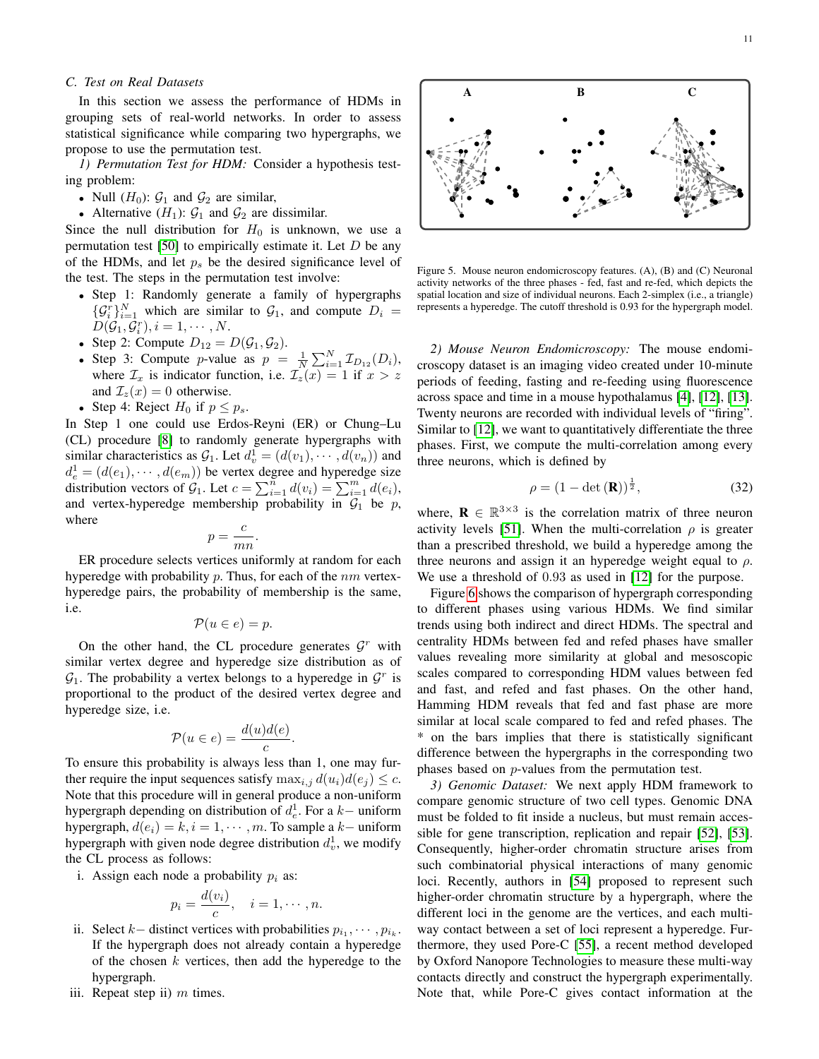### C. Test on Real Datasets

In this section we assess the performance of HDMs in grouping sets of real-world networks. In order to assess statistical significance while comparing two hypergraphs, we propose to use the permutation test.

*1) Permutation Test for HDM:* Consider a hypothesis testing problem:

- Null ($H_0$): $\mathcal{G}_1$ and $\mathcal{G}_2$ are similar,
- Alternative ($H_1$): $\mathcal{G}_1$ and $\mathcal{G}_2$ are dissimilar.

Since the null distribution for $H_0$ is unknown, we use a permutation test [50] to empirically estimate it. Let $D$ be any of the HDMs, and let $p_s$ be the desired significance level of the test. The steps in the permutation test involve:

- Step 1: Randomly generate a family of hypergraphs $\{\mathcal{G}_i^r\}_{i=1}^N$ which are similar to $\mathcal{G}_1$, and compute $D_i = D(\mathcal{G}_1, \mathcal{G}_i^r), i = 1, \cdots, N$.
- Step 2: Compute $D_{12} = D(\mathcal{G}_1, \mathcal{G}_2)$.
- Step 3: Compute $p$-value as $p = \frac{1}{N}\sum_{i=1}^N \mathcal{I}_{D_{12}}(D_i)$, where $\mathcal{I}_x$ is indicator function, i.e. $\mathcal{I}_z(x) = 1$ if $x > z$ and $\mathcal{I}_z(x) = 0$ otherwise.
- Step 4: Reject $H_0$ if $p \le p_s$.

In Step 1 one could use Erdos-Reyni (ER) or Chung–Lu (CL) procedure [8] to randomly generate hypergraphs with similar characteristics as $\mathcal{G}_1$. Let $d_v^1 = (d(v_1), \cdots, d(v_n))$ and $d_e^1 = (d(e_1), \cdots, d(e_m))$ be vertex degree and hyperedge size distribution vectors of $\mathcal{G}_1$. Let $c = \sum_{i=1}^n d(v_i) = \sum_{i=1}^m d(e_i)$, and vertex-hyperedge membership probability in $\mathcal{G}_1$ be $p$, where

$$p = \frac{c}{mn}.$$

ER procedure selects vertices uniformly at random for each hyperedge with probability $p$. Thus, for each of the $nm$ vertex-hyperedge pairs, the probability of membership is the same, i.e.

$$\mathcal{P}(u \in e) = p.$$

On the other hand, the CL procedure generates $\mathcal{G}^r$ with similar vertex degree and hyperedge size distribution as of $\mathcal{G}_1$. The probability a vertex belongs to a hyperedge in $\mathcal{G}^r$ is proportional to the product of the desired vertex degree and hyperedge size, i.e.

$$\mathcal{P}(u \in e) = \frac{d(u)d(e)}{c}.$$

To ensure this probability is always less than 1, one may further require the input sequences satisfy $\max_{i,j} d(u_i)d(e_j) \le c$. Note that this procedure will in general produce a non-uniform hypergraph depending on distribution of $d_e^1$. For a $k-$ uniform hypergraph, $d(e_i) = k, i = 1, \cdots, m$. To sample a $k-$ uniform hypergraph with given node degree distribution $d_v^1$, we modify the CL process as follows:

i. Assign each node a probability $p_i$ as:
$$p_i = \frac{d(v_i)}{c}, \quad i = 1, \cdots, n.$$
ii. Select $k-$ distinct vertices with probabilities $p_{i_1}, \cdots, p_{i_k}$. If the hypergraph does not already contain a hyperedge of the chosen $k$ vertices, then add the hyperedge to the hypergraph.
iii. Repeat step ii) $m$ times.

Figure 5. Mouse neuron endomicroscopy features. (A), (B) and (C) Neuronal activity networks of the three phases - fed, fast and re-fed, which depicts the spatial location and size of individual neurons. Each 2-simplex (i.e., a triangle) represents a hyperedge. The cutoff threshold is 0.93 for the hypergraph model.

*2) Mouse Neuron Endomicroscopy:* The mouse endomicroscopy dataset is an imaging video created under 10-minute periods of feeding, fasting and re-feeding using fluorescence across space and time in a mouse hypothalamus [4], [12], [13]. Twenty neurons are recorded with individual levels of "firing". Similar to [12], we want to quantitatively differentiate the three phases. First, we compute the multi-correlation among every three neurons, which is defined by

$$\rho = (1 - \det(\mathbf{R}))^{\frac{1}{2}}, \tag{32}$$

where, $\mathbf{R} \in \mathbb{R}^{3\times3}$ is the correlation matrix of three neuron activity levels [51]. When the multi-correlation $\rho$ is greater than a prescribed threshold, we build a hyperedge among the three neurons and assign it an hyperedge weight equal to $\rho$. We use a threshold of 0.93 as used in [12] for the purpose.

Figure 6 shows the comparison of hypergraph corresponding to different phases using various HDMs. We find similar trends using both indirect and direct HDMs. The spectral and centrality HDMs between fed and refed phases have smaller values revealing more similarity at global and mesoscopic scales compared to corresponding HDM values between fed and fast, and refed and fast phases. On the other hand, Hamming HDM reveals that fed and fast phase are more similar at local scale compared to fed and refed phases. The * on the bars implies that there is statistically significant difference between the hypergraphs in the corresponding two phases based on $p$-values from the permutation test.

*3) Genomic Dataset:* We next apply HDM framework to compare genomic structure of two cell types. Genomic DNA must be folded to fit inside a nucleus, but must remain accessible for gene transcription, replication and repair [52], [53]. Consequently, higher-order chromatin structure arises from such combinatorial physical interactions of many genomic loci. Recently, authors in [54] proposed to represent such higher-order chromatin structure by a hypergraph, where the different loci in the genome are the vertices, and each multi-way contact between a set of loci represent a hyperedge. Furthermore, they used Pore-C [55], a recent method developed by Oxford Nanopore Technologies to measure these multi-way contacts directly and construct the hypergraph experimentally. Note that, while Pore-C gives contact information at the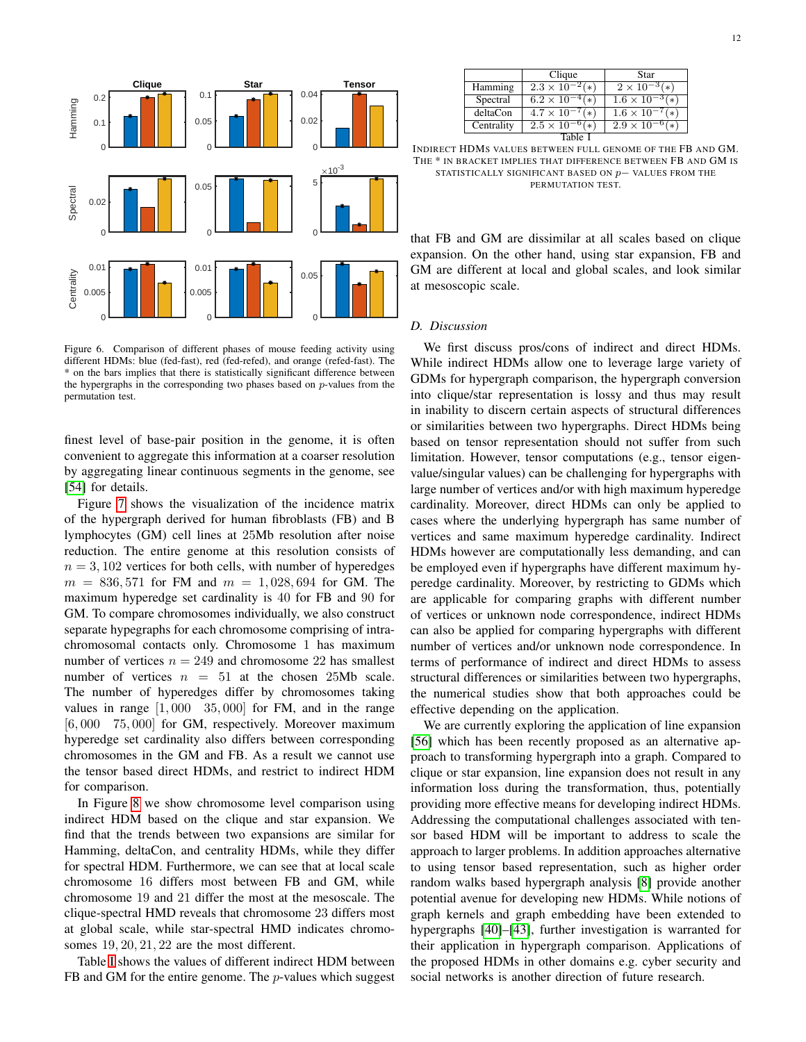Figure 6. Comparison of different phases of mouse feeding activity using different HDMs: blue (fed-fast), red (fed-refed), and orange (refed-fast). The * on the bars implies that there is statistically significant difference between the hypergraphs in the corresponding two phases based on $p$-values from the permutation test.

finest level of base-pair position in the genome, it is often convenient to aggregate this information at a coarser resolution by aggregating linear continuous segments in the genome, see [54] for details.

Figure 7 shows the visualization of the incidence matrix of the hypergraph derived for human fibroblasts (FB) and B lymphocytes (GM) cell lines at 25Mb resolution after noise reduction. The entire genome at this resolution consists of $n = 3,102$ vertices for both cells, with number of hyperedges $m = 836,571$ for FM and $m = 1,028,694$ for GM. The maximum hyperedge set cardinality is 40 for FB and 90 for GM. To compare chromosomes individually, we also construct separate hypegraphs for each chromosome comprising of intra-chromosomal contacts only. Chromosome 1 has maximum number of vertices $n = 249$ and chromosome 22 has smallest number of vertices $n = 51$ at the chosen 25Mb scale. The number of hyperedges differ by chromosomes taking values in range $[1,000 \quad 35,000]$ for FM, and in the range $[6,000 \quad 75,000]$ for GM, respectively. Moreover maximum hyperedge set cardinality also differs between corresponding chromosomes in the GM and FB. As a result we cannot use the tensor based direct HDMs, and restrict to indirect HDM for comparison.

In Figure 8 we show chromosome level comparison using indirect HDM based on the clique and star expansion. We find that the trends between two expansions are similar for Hamming, deltaCon, and centrality HDMs, while they differ for spectral HDM. Furthermore, we can see that at local scale chromosome 16 differs most between FB and GM, while chromosome 19 and 21 differ the most at the mesoscale. The clique-spectral HMD reveals that chromosome 23 differs most at global scale, while star-spectral HMD indicates chromosomes 19, 20, 21, 22 are the most different.

Table I shows the values of different indirect HDM between FB and GM for the entire genome. The $p$-values which suggest that FB and GM are dissimilar at all scales based on clique expansion. On the other hand, using star expansion, FB and GM are different at local and global scales, and look similar at mesoscopic scale.

| | Clique | Star |
|---|---|---|
| Hamming | $2.3 \times 10^{-2}(*)$ | $2 \times 10^{-3}(*)$ |
| Spectral | $6.2 \times 10^{-4}(*)$ | $1.6 \times 10^{-3}(*)$ |
| deltaCon | $4.7 \times 10^{-7}(*)$ | $1.6 \times 10^{-7}(*)$ |
| Centrality | $2.5 \times 10^{-6}(*)$ | $2.9 \times 10^{-6}(*)$ |

Table I

Indirect HDMs values between full genome of the FB and GM. The * in bracket implies that difference between FB and GM is statistically significant based on $p-$ values from the permutation test.

### D. Discussion

We first discuss pros/cons of indirect and direct HDMs. While indirect HDMs allow one to leverage large variety of GDMs for hypergraph comparison, the hypergraph conversion into clique/star representation is lossy and thus may result in inability to discern certain aspects of structural differences or similarities between two hypergraphs. Direct HDMs being based on tensor representation should not suffer from such limitation. However, tensor computations (e.g., tensor eigenvalue/singular values) can be challenging for hypergraphs with large number of vertices and/or with high maximum hyperedge cardinality. Moreover, direct HDMs can only be applied to cases where the underlying hypergraph has same number of vertices and same maximum hyperedge cardinality. Indirect HDMs however are computationally less demanding, and can be employed even if hypergraphs have different maximum hyperedge cardinality. Moreover, by restricting to GDMs which are applicable for comparing graphs with different number of vertices or unknown node correspondence, indirect HDMs can also be applied for comparing hypergraphs with different number of vertices and/or unknown node correspondence. In terms of performance of indirect and direct HDMs to assess structural differences or similarities between two hypergraphs, the numerical studies show that both approaches could be effective depending on the application.

We are currently exploring the application of line expansion [56] which has been recently proposed as an alternative approach to transforming hypergraph into a graph. Compared to clique or star expansion, line expansion does not result in any information loss during the transformation, thus, potentially providing more effective means for developing indirect HDMs. Addressing the computational challenges associated with tensor based HDM will be important to address to scale the approach to larger problems. In addition approaches alternative to using tensor based representation, such as higher order random walks based hypergraph analysis [8] provide another potential avenue for developing new HDMs. While notions of graph kernels and graph embedding have been extended to hypergraphs [40]–[43], further investigation is warranted for their application in hypergraph comparison. Applications of the proposed HDMs in other domains e.g. cyber security and social networks is another direction of future research.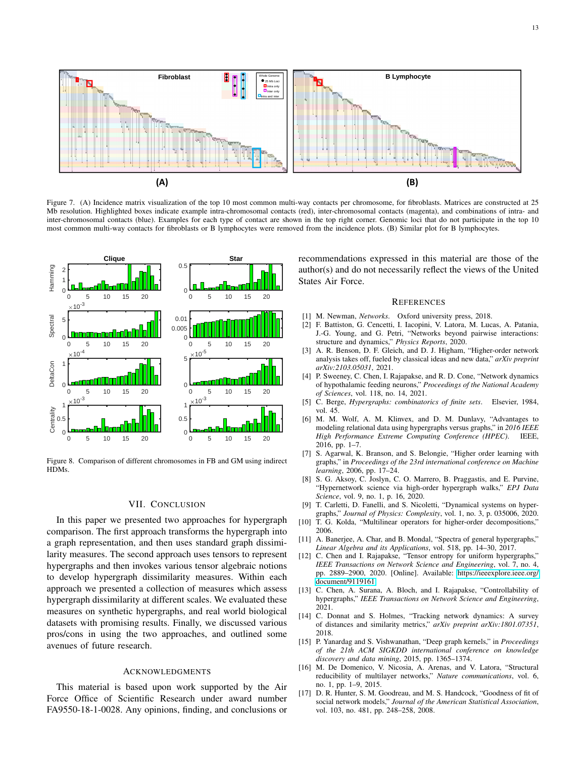Figure 7. (A) Incidence matrix visualization of the top 10 most common multi-way contacts per chromosome, for fibroblasts. Matrices are constructed at 25 Mb resolution. Highlighted boxes indicate example intra-chromosomal contacts (red), inter-chromosomal contacts (magenta), and combinations of intra- and inter-chromosomal contacts (blue). Examples for each type of contact are shown in the top right corner. Genomic loci that do not participate in the top 10 most common multi-way contacts for fibroblasts or B lymphocytes were removed from the incidence plots. (B) Similar plot for B lymphocytes.

Figure 8. Comparison of different chromosomes in FB and GM using indirect HDMs.

## VII. Conclusion

In this paper we presented two approaches for hypergraph comparison. The first approach transforms the hypergraph into a graph representation, and then uses standard graph dissimilarity measures. The second approach uses tensors to represent hypergraphs and then invokes various tensor algebraic notions to develop hypergraph dissimilarity measures. Within each approach we presented a collection of measures which assess hypergraph dissimilarity at different scales. We evaluated these measures on synthetic hypergraphs, and real world biological datasets with promising results. Finally, we discussed various pros/cons in using the two approaches, and outlined some avenues of future research.

## Acknowledgments

This material is based upon work supported by the Air Force Office of Scientific Research under award number FA9550-18-1-0028. Any opinions, finding, and conclusions or recommendations expressed in this material are those of the author(s) and do not necessarily reflect the views of the United States Air Force.

## References

[1] M. Newman, *Networks*. Oxford university press, 2018.

[2] F. Battiston, G. Cencetti, I. Iacopini, V. Latora, M. Lucas, A. Patania, J.-G. Young, and G. Petri, "Networks beyond pairwise interactions: structure and dynamics," *Physics Reports*, 2020.

[3] A. R. Benson, D. F. Gleich, and D. J. Higham, "Higher-order network analysis takes off, fueled by classical ideas and new data," *arXiv preprint arXiv:2103.05031*, 2021.

[4] P. Sweeney, C. Chen, I. Rajapakse, and R. D. Cone, "Network dynamics of hypothalamic feeding neurons," *Proceedings of the National Academy of Sciences*, vol. 118, no. 14, 2021.

[5] C. Berge, *Hypergraphs: combinatorics of finite sets*. Elsevier, 1984, vol. 45.

[6] M. M. Wolf, A. M. Klinvex, and D. M. Dunlavy, "Advantages to modeling relational data using hypergraphs versus graphs," in *2016 IEEE High Performance Extreme Computing Conference (HPEC)*. IEEE, 2016, pp. 1–7.

[7] S. Agarwal, K. Branson, and S. Belongie, "Higher order learning with graphs," in *Proceedings of the 23rd international conference on Machine learning*, 2006, pp. 17–24.

[8] S. G. Aksoy, C. Joslyn, C. O. Marrero, B. Praggastis, and E. Purvine, "Hypernetwork science via high-order hypergraph walks," *EPJ Data Science*, vol. 9, no. 1, p. 16, 2020.

[9] T. Carletti, D. Fanelli, and S. Nicoletti, "Dynamical systems on hypergraphs," *Journal of Physics: Complexity*, vol. 1, no. 3, p. 035006, 2020.

[10] T. G. Kolda, "Multilinear operators for higher-order decompositions," 2006.

[11] A. Banerjee, A. Char, and B. Mondal, "Spectra of general hypergraphs," *Linear Algebra and its Applications*, vol. 518, pp. 14–30, 2017.

[12] C. Chen and I. Rajapakse, "Tensor entropy for uniform hypergraphs," *IEEE Transactions on Network Science and Engineering*, vol. 7, no. 4, pp. 2889–2900, 2020. [Online]. Available: https://ieeexplore.ieee.org/document/9119161

[13] C. Chen, A. Surana, A. Bloch, and I. Rajapakse, "Controllability of hypergraphs," *IEEE Transactions on Network Science and Engineering*, 2021.

[14] C. Donnat and S. Holmes, "Tracking network dynamics: A survey of distances and similarity metrics," *arXiv preprint arXiv:1801.07351*, 2018.

[15] P. Yanardag and S. Vishwanathan, "Deep graph kernels," in *Proceedings of the 21th ACM SIGKDD international conference on knowledge discovery and data mining*, 2015, pp. 1365–1374.

[16] M. De Domenico, V. Nicosia, A. Arenas, and V. Latora, "Structural reducibility of multilayer networks," *Nature communications*, vol. 6, no. 1, pp. 1–9, 2015.

[17] D. R. Hunter, S. M. Goodreau, and M. S. Handcock, "Goodness of fit of social network models," *Journal of the American Statistical Association*, vol. 103, no. 481, pp. 248–258, 2008.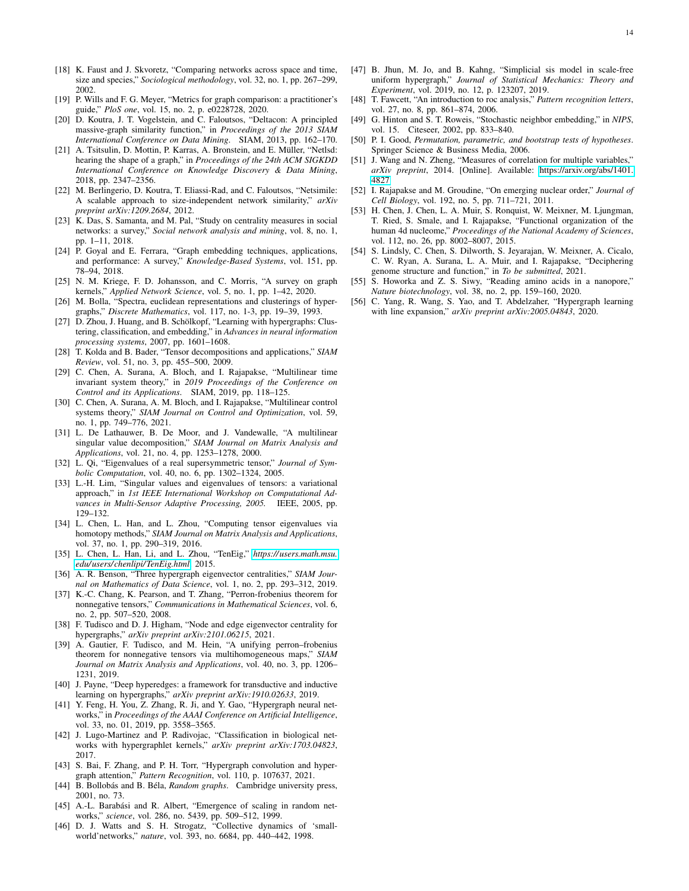[18] K. Faust and J. Skvoretz, "Comparing networks across space and time, size and species," *Sociological methodology*, vol. 32, no. 1, pp. 267–299, 2002.

[19] P. Wills and F. G. Meyer, "Metrics for graph comparison: a practitioner's guide," *PloS one*, vol. 15, no. 2, p. e0228728, 2020.

[20] D. Koutra, J. T. Vogelstein, and C. Faloutsos, "Deltacon: A principled massive-graph similarity function," in *Proceedings of the 2013 SIAM International Conference on Data Mining*. SIAM, 2013, pp. 162–170.

[21] A. Tsitsulin, D. Mottin, P. Karras, A. Bronstein, and E. Müller, "Netlsd: hearing the shape of a graph," in *Proceedings of the 24th ACM SIGKDD International Conference on Knowledge Discovery & Data Mining*, 2018, pp. 2347–2356.

[22] M. Berlingerio, D. Koutra, T. Eliassi-Rad, and C. Faloutsos, "Netsimile: A scalable approach to size-independent network similarity," *arXiv preprint arXiv:1209.2684*, 2012.

[23] K. Das, S. Samanta, and M. Pal, "Study on centrality measures in social networks: a survey," *Social network analysis and mining*, vol. 8, no. 1, pp. 1–11, 2018.

[24] P. Goyal and E. Ferrara, "Graph embedding techniques, applications, and performance: A survey," *Knowledge-Based Systems*, vol. 151, pp. 78–94, 2018.

[25] N. M. Kriege, F. D. Johansson, and C. Morris, "A survey on graph kernels," *Applied Network Science*, vol. 5, no. 1, pp. 1–42, 2020.

[26] M. Bolla, "Spectra, euclidean representations and clusterings of hypergraphs," *Discrete Mathematics*, vol. 117, no. 1-3, pp. 19–39, 1993.

[27] D. Zhou, J. Huang, and B. Schölkopf, "Learning with hypergraphs: Clustering, classification, and embedding," in *Advances in neural information processing systems*, 2007, pp. 1601–1608.

[28] T. Kolda and B. Bader, "Tensor decompositions and applications," *SIAM Review*, vol. 51, no. 3, pp. 455–500, 2009.

[29] C. Chen, A. Surana, A. Bloch, and I. Rajapakse, "Multilinear time invariant system theory," in *2019 Proceedings of the Conference on Control and its Applications*. SIAM, 2019, pp. 118–125.

[30] C. Chen, A. Surana, A. M. Bloch, and I. Rajapakse, "Multilinear control systems theory," *SIAM Journal on Control and Optimization*, vol. 59, no. 1, pp. 749–776, 2021.

[31] L. De Lathauwer, B. De Moor, and J. Vandewalle, "A multilinear singular value decomposition," *SIAM Journal on Matrix Analysis and Applications*, vol. 21, no. 4, pp. 1253–1278, 2000.

[32] L. Qi, "Eigenvalues of a real supersymmetric tensor," *Journal of Symbolic Computation*, vol. 40, no. 6, pp. 1302–1324, 2005.

[33] L.-H. Lim, "Singular values and eigenvalues of tensors: a variational approach," in *1st IEEE International Workshop on Computational Advances in Multi-Sensor Adaptive Processing, 2005.* IEEE, 2005, pp. 129–132.

[34] L. Chen, L. Han, and L. Zhou, "Computing tensor eigenvalues via homotopy methods," *SIAM Journal on Matrix Analysis and Applications*, vol. 37, no. 1, pp. 290–319, 2016.

[35] L. Chen, L. Han, Li, and L. Zhou, "TenEig," *https://users.math.msu.edu/users/chenlipi/TenEig.html*, 2015.

[36] A. R. Benson, "Three hypergraph eigenvector centralities," *SIAM Journal on Mathematics of Data Science*, vol. 1, no. 2, pp. 293–312, 2019.

[37] K.-C. Chang, K. Pearson, and T. Zhang, "Perron-frobenius theorem for nonnegative tensors," *Communications in Mathematical Sciences*, vol. 6, no. 2, pp. 507–520, 2008.

[38] F. Tudisco and D. J. Higham, "Node and edge eigenvector centrality for hypergraphs," *arXiv preprint arXiv:2101.06215*, 2021.

[39] A. Gautier, F. Tudisco, and M. Hein, "A unifying perron–frobenius theorem for nonnegative tensors via multihomogeneous maps," *SIAM Journal on Matrix Analysis and Applications*, vol. 40, no. 3, pp. 1206–1231, 2019.

[40] J. Payne, "Deep hyperedges: a framework for transductive and inductive learning on hypergraphs," *arXiv preprint arXiv:1910.02633*, 2019.

[41] Y. Feng, H. You, Z. Zhang, R. Ji, and Y. Gao, "Hypergraph neural networks," in *Proceedings of the AAAI Conference on Artificial Intelligence*, vol. 33, no. 01, 2019, pp. 3558–3565.

[42] J. Lugo-Martinez and P. Radivojac, "Classification in biological networks with hypergraphlet kernels," *arXiv preprint arXiv:1703.04823*, 2017.

[43] S. Bai, F. Zhang, and P. H. Torr, "Hypergraph convolution and hypergraph attention," *Pattern Recognition*, vol. 110, p. 107637, 2021.

[44] B. Bollobás and B. Béla, *Random graphs*. Cambridge university press, 2001, no. 73.

[45] A.-L. Barabási and R. Albert, "Emergence of scaling in random networks," *science*, vol. 286, no. 5439, pp. 509–512, 1999.

[46] D. J. Watts and S. H. Strogatz, "Collective dynamics of 'small-world'networks," *nature*, vol. 393, no. 6684, pp. 440–442, 1998.

[47] B. Jhun, M. Jo, and B. Kahng, "Simplicial sis model in scale-free uniform hypergraph," *Journal of Statistical Mechanics: Theory and Experiment*, vol. 2019, no. 12, p. 123207, 2019.

[48] T. Fawcett, "An introduction to roc analysis," *Pattern recognition letters*, vol. 27, no. 8, pp. 861–874, 2006.

[49] G. Hinton and S. T. Roweis, "Stochastic neighbor embedding," in *NIPS*, vol. 15. Citeseer, 2002, pp. 833–840.

[50] P. I. Good, *Permutation, parametric, and bootstrap tests of hypotheses*. Springer Science & Business Media, 2006.

[51] J. Wang and N. Zheng, "Measures of correlation for multiple variables," *arXiv preprint*, 2014. [Online]. Available: https://arxiv.org/abs/1401.4827

[52] I. Rajapakse and M. Groudine, "On emerging nuclear order," *Journal of Cell Biology*, vol. 192, no. 5, pp. 711–721, 2011.

[53] H. Chen, J. Chen, L. A. Muir, S. Ronquist, W. Meixner, M. Ljungman, T. Ried, S. Smale, and I. Rajapakse, "Functional organization of the human 4d nucleome," *Proceedings of the National Academy of Sciences*, vol. 112, no. 26, pp. 8002–8007, 2015.

[54] S. Lindsly, C. Chen, S. Dilworth, S. Jeyarajan, W. Meixner, A. Cicalo, C. W. Ryan, A. Surana, L. A. Muir, and I. Rajapakse, "Deciphering genome structure and function," in *To be submitted*, 2021.

[55] S. Howorka and Z. S. Siwy, "Reading amino acids in a nanopore," *Nature biotechnology*, vol. 38, no. 2, pp. 159–160, 2020.

[56] C. Yang, R. Wang, S. Yao, and T. Abdelzaher, "Hypergraph learning with line expansion," *arXiv preprint arXiv:2005.04843*, 2020.